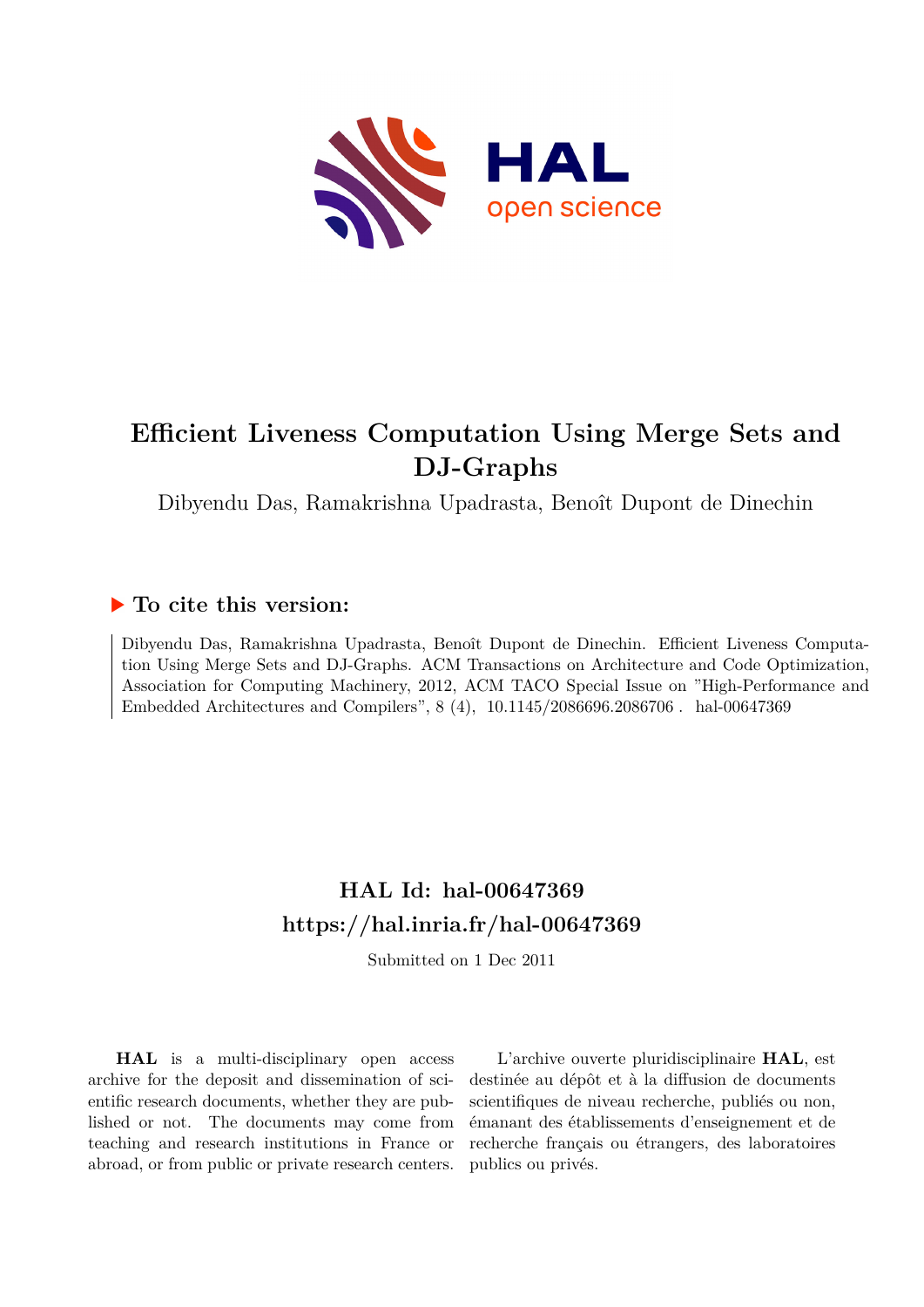# Efficient Liveness Computation Using Merge Sets and DJ-Graphs

Dibyendu Das, Ramakrishna Upadrasta, Benoît Dupont de Dinechin

## ▶ To cite this version:

Dibyendu Das, Ramakrishna Upadrasta, Benoît Dupont de Dinechin. Efficient Liveness Computation Using Merge Sets and DJ-Graphs. ACM Transactions on Architecture and Code Optimization, Association for Computing Machinery, 2012, ACM TACO Special Issue on "High-Performance and Embedded Architectures and Compilers", 8 (4), 10.1145/2086696.2086706 . hal-00647369

## HAL Id: hal-00647369
## https://hal.inria.fr/hal-00647369

Submitted on 1 Dec 2011

**HAL** is a multi-disciplinary open access archive for the deposit and dissemination of scientific research documents, whether they are published or not. The documents may come from teaching and research institutions in France or abroad, or from public or private research centers.

L'archive ouverte pluridisciplinaire **HAL**, est destinée au dépôt et à la diffusion de documents scientifiques de niveau recherche, publiés ou non, émanant des établissements d'enseignement et de recherche français ou étrangers, des laboratoires publics ou privés.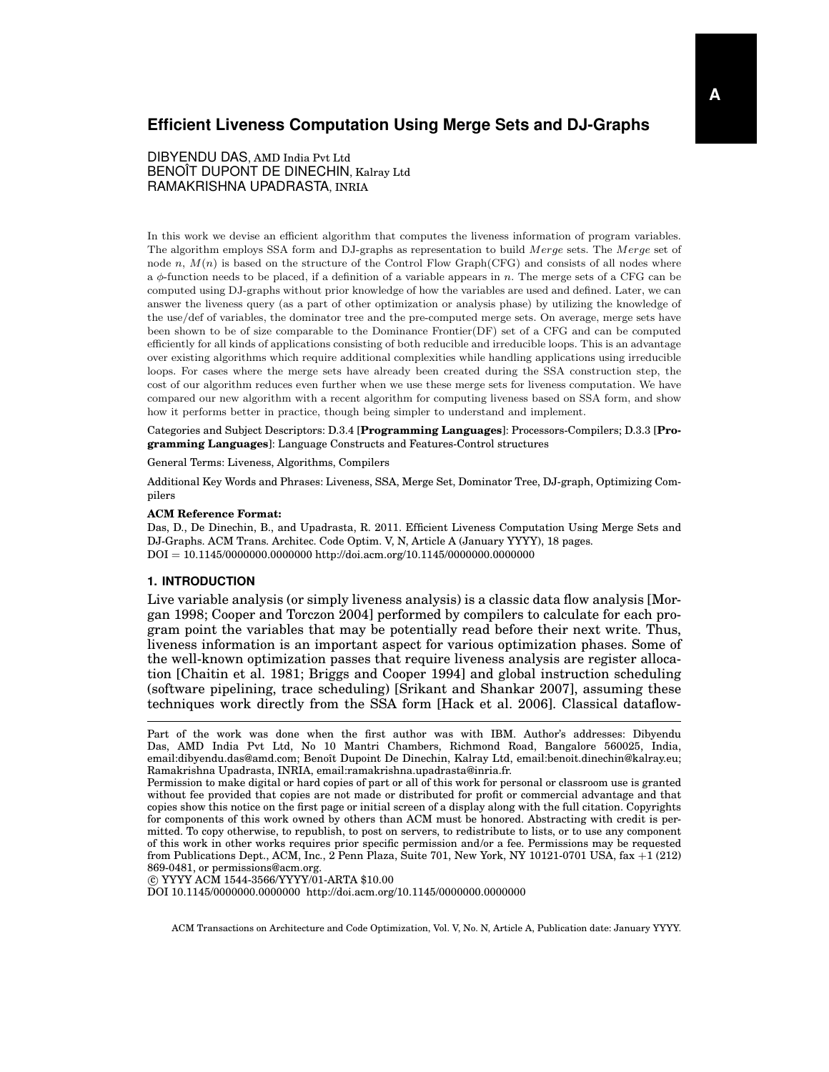# Efficient Liveness Computation Using Merge Sets and DJ-Graphs

DIBYENDU DAS, AMD India Pvt Ltd
BENOÎT DUPONT DE DINECHIN, Kalray Ltd
RAMAKRISHNA UPADRASTA, INRIA

In this work we devise an efficient algorithm that computes the liveness information of program variables. The algorithm employs SSA form and DJ-graphs as representation to build *Merge* sets. The *Merge* set of node $n$, $M(n)$ is based on the structure of the Control Flow Graph(CFG) and consists of all nodes where a $\phi$-function needs to be placed, if a definition of a variable appears in $n$. The merge sets of a CFG can be computed using DJ-graphs without prior knowledge of how the variables are used and defined. Later, we can answer the liveness query (as a part of other optimization or analysis phase) by utilizing the knowledge of the use/def of variables, the dominator tree and the pre-computed merge sets. On average, merge sets have been shown to be of size comparable to the Dominance Frontier(DF) set of a CFG and can be computed efficiently for all kinds of applications consisting of both reducible and irreducible loops. This is an advantage over existing algorithms which require additional complexities while handling applications using irreducible loops. For cases where the merge sets have already been created during the SSA construction step, the cost of our algorithm reduces even further when we use these merge sets for liveness computation. We have compared our new algorithm with a recent algorithm for computing liveness based on SSA form, and show how it performs better in practice, though being simpler to understand and implement.

Categories and Subject Descriptors: D.3.4 [**Programming Languages**]: Processors-Compilers; D.3.3 [**Programming Languages**]: Language Constructs and Features-Control structures

General Terms: Liveness, Algorithms, Compilers

Additional Key Words and Phrases: Liveness, SSA, Merge Set, Dominator Tree, DJ-graph, Optimizing Compilers

**ACM Reference Format:**

Das, D., De Dinechin, B., and Upadrasta, R. 2011. Efficient Liveness Computation Using Merge Sets and DJ-Graphs. ACM Trans. Architec. Code Optim. V, N, Article A (January YYYY), 18 pages.
DOI = 10.1145/0000000.0000000 http://doi.acm.org/10.1145/0000000.0000000

## 1. INTRODUCTION

Live variable analysis (or simply liveness analysis) is a classic data flow analysis [Morgan 1998; Cooper and Torczon 2004] performed by compilers to calculate for each program point the variables that may be potentially read before their next write. Thus, liveness information is an important aspect for various optimization phases. Some of the well-known optimization passes that require liveness analysis are register allocation [Chaitin et al. 1981; Briggs and Cooper 1994] and global instruction scheduling (software pipelining, trace scheduling) [Srikant and Shankar 2007], assuming these techniques work directly from the SSA form [Hack et al. 2006]. Classical dataflow-

---

Part of the work was done when the first author was with IBM. Author's addresses: Dibyendu Das, AMD India Pvt Ltd, No 10 Mantri Chambers, Richmond Road, Bangalore 560025, India, email:dibyendu.das@amd.com; Benoît Dupoint De Dinechin, Kalray Ltd, email:benoit.dinechin@kalray.eu; Ramakrishna Upadrasta, INRIA, email:ramakrishna.upadrasta@inria.fr.

Permission to make digital or hard copies of part or all of this work for personal or classroom use is granted without fee provided that copies are not made or distributed for profit or commercial advantage and that copies show this notice on the first page or initial screen of a display along with the full citation. Copyrights for components of this work owned by others than ACM must be honored. Abstracting with credit is permitted. To copy otherwise, to republish, to post on servers, to redistribute to lists, or to use any component of this work in other works requires prior specific permission and/or a fee. Permissions may be requested from Publications Dept., ACM, Inc., 2 Penn Plaza, Suite 701, New York, NY 10121-0701 USA, fax +1 (212) 869-0481, or permissions@acm.org.

© YYYY ACM 1544-3566/YYYY/01-ARTA $10.00

DOI 10.1145/0000000.0000000 http://doi.acm.org/10.1145/0000000.0000000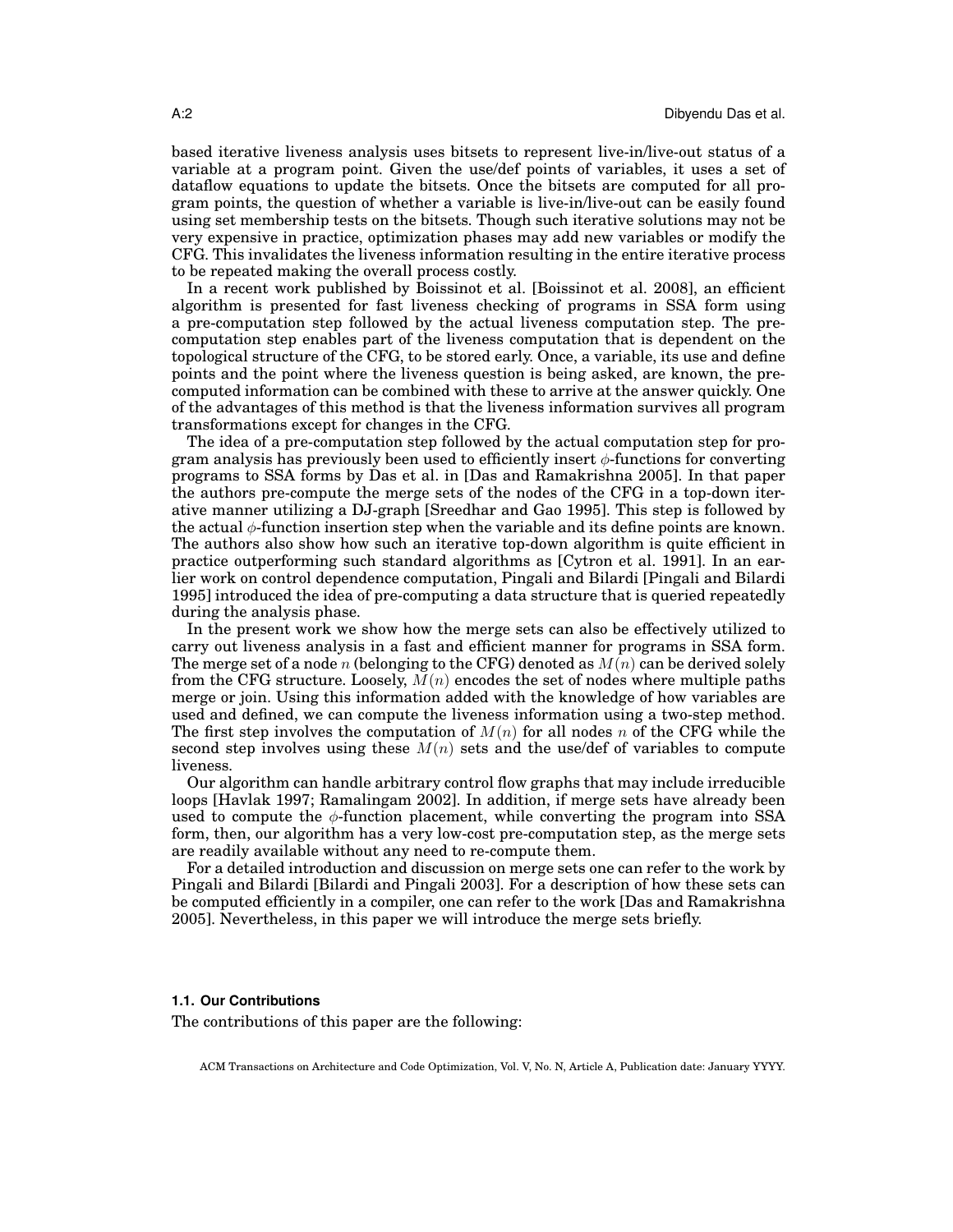based iterative liveness analysis uses bitsets to represent live-in/live-out status of a variable at a program point. Given the use/def points of variables, it uses a set of dataflow equations to update the bitsets. Once the bitsets are computed for all program points, the question of whether a variable is live-in/live-out can be easily found using set membership tests on the bitsets. Though such iterative solutions may not be very expensive in practice, optimization phases may add new variables or modify the CFG. This invalidates the liveness information resulting in the entire iterative process to be repeated making the overall process costly.

In a recent work published by Boissinot et al. [Boissinot et al. 2008], an efficient algorithm is presented for fast liveness checking of programs in SSA form using a pre-computation step followed by the actual liveness computation step. The pre-computation step enables part of the liveness computation that is dependent on the topological structure of the CFG, to be stored early. Once, a variable, its use and define points and the point where the liveness question is being asked, are known, the pre-computed information can be combined with these to arrive at the answer quickly. One of the advantages of this method is that the liveness information survives all program transformations except for changes in the CFG.

The idea of a pre-computation step followed by the actual computation step for program analysis has previously been used to efficiently insert $\phi$-functions for converting programs to SSA forms by Das et al. in [Das and Ramakrishna 2005]. In that paper the authors pre-compute the merge sets of the nodes of the CFG in a top-down iterative manner utilizing a DJ-graph [Sreedhar and Gao 1995]. This step is followed by the actual $\phi$-function insertion step when the variable and its define points are known. The authors also show how such an iterative top-down algorithm is quite efficient in practice outperforming such standard algorithms as [Cytron et al. 1991]. In an earlier work on control dependence computation, Pingali and Bilardi [Pingali and Bilardi 1995] introduced the idea of pre-computing a data structure that is queried repeatedly during the analysis phase.

In the present work we show how the merge sets can also be effectively utilized to carry out liveness analysis in a fast and efficient manner for programs in SSA form. The merge set of a node $n$ (belonging to the CFG) denoted as $M(n)$ can be derived solely from the CFG structure. Loosely, $M(n)$ encodes the set of nodes where multiple paths merge or join. Using this information added with the knowledge of how variables are used and defined, we can compute the liveness information using a two-step method. The first step involves the computation of $M(n)$ for all nodes $n$ of the CFG while the second step involves using these $M(n)$ sets and the use/def of variables to compute liveness.

Our algorithm can handle arbitrary control flow graphs that may include irreducible loops [Havlak 1997; Ramalingam 2002]. In addition, if merge sets have already been used to compute the $\phi$-function placement, while converting the program into SSA form, then, our algorithm has a very low-cost pre-computation step, as the merge sets are readily available without any need to re-compute them.

For a detailed introduction and discussion on merge sets one can refer to the work by Pingali and Bilardi [Bilardi and Pingali 2003]. For a description of how these sets can be computed efficiently in a compiler, one can refer to the work [Das and Ramakrishna 2005]. Nevertheless, in this paper we will introduce the merge sets briefly.

### 1.1. Our Contributions

The contributions of this paper are the following: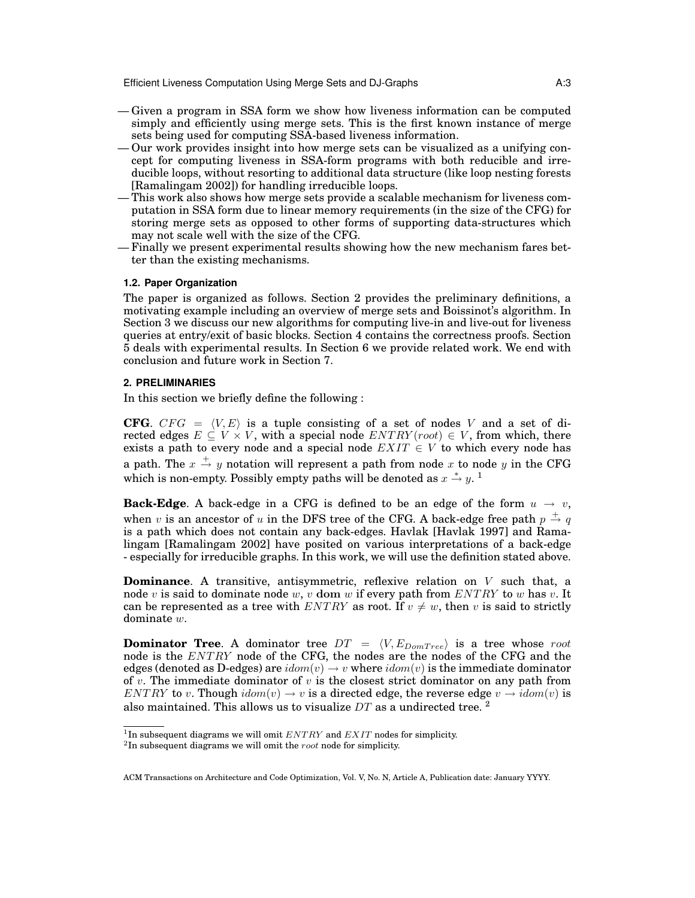- Given a program in SSA form we show how liveness information can be computed simply and efficiently using merge sets. This is the first known instance of merge sets being used for computing SSA-based liveness information.
- Our work provides insight into how merge sets can be visualized as a unifying concept for computing liveness in SSA-form programs with both reducible and irreducible loops, without resorting to additional data structure (like loop nesting forests [Ramalingam 2002]) for handling irreducible loops.
- This work also shows how merge sets provide a scalable mechanism for liveness computation in SSA form due to linear memory requirements (in the size of the CFG) for storing merge sets as opposed to other forms of supporting data-structures which may not scale well with the size of the CFG.
- Finally we present experimental results showing how the new mechanism fares better than the existing mechanisms.

### 1.2. Paper Organization

The paper is organized as follows. Section 2 provides the preliminary definitions, a motivating example including an overview of merge sets and Boissinot's algorithm. In Section 3 we discuss our new algorithms for computing live-in and live-out for liveness queries at entry/exit of basic blocks. Section 4 contains the correctness proofs. Section 5 deals with experimental results. In Section 6 we provide related work. We end with conclusion and future work in Section 7.

## 2. PRELIMINARIES

In this section we briefly define the following :

**CFG**. $CFG = \langle V, E \rangle$ is a tuple consisting of a set of nodes $V$ and a set of directed edges $E \subseteq V \times V$, with a special node $ENTRY(root) \in V$, from which, there exists a path to every node and a special node $EXIT \in V$ to which every node has a path. The $x \xrightarrow{+} y$ notation will represent a path from node $x$ to node $y$ in the CFG which is non-empty. Possibly empty paths will be denoted as $x \xrightarrow{*} y$. [1]

**Back-Edge**. A back-edge in a CFG is defined to be an edge of the form $u \rightarrow v$, when $v$ is an ancestor of $u$ in the DFS tree of the CFG. A back-edge free path $p \xrightarrow{+} q$ is a path which does not contain any back-edges. Havlak [Havlak 1997] and Ramalingam [Ramalingam 2002] have posited on various interpretations of a back-edge - especially for irreducible graphs. In this work, we will use the definition stated above.

**Dominance**. A transitive, antisymmetric, reflexive relation on $V$ such that, a node $v$ is said to dominate node $w$, $v$ **dom** $w$ if every path from $ENTRY$ to $w$ has $v$. It can be represented as a tree with $ENTRY$ as root. If $v \neq w$, then $v$ is said to strictly dominate $w$.

**Dominator Tree**. A dominator tree $DT = \langle V, E_{DomTree} \rangle$ is a tree whose $root$ node is the $ENTRY$ node of the CFG, the nodes are the nodes of the CFG and the edges (denoted as D-edges) are $idom(v) \rightarrow v$ where $idom(v)$ is the immediate dominator of $v$. The immediate dominator of $v$ is the closest strict dominator on any path from $ENTRY$ to $v$. Though $idom(v) \rightarrow v$ is a directed edge, the reverse edge $v \rightarrow idom(v)$ is also maintained. This allows us to visualize $DT$ as a undirected tree. [2]

---

[1] In subsequent diagrams we will omit $ENTRY$ and $EXIT$ nodes for simplicity.

[2] In subsequent diagrams we will omit the $root$ node for simplicity.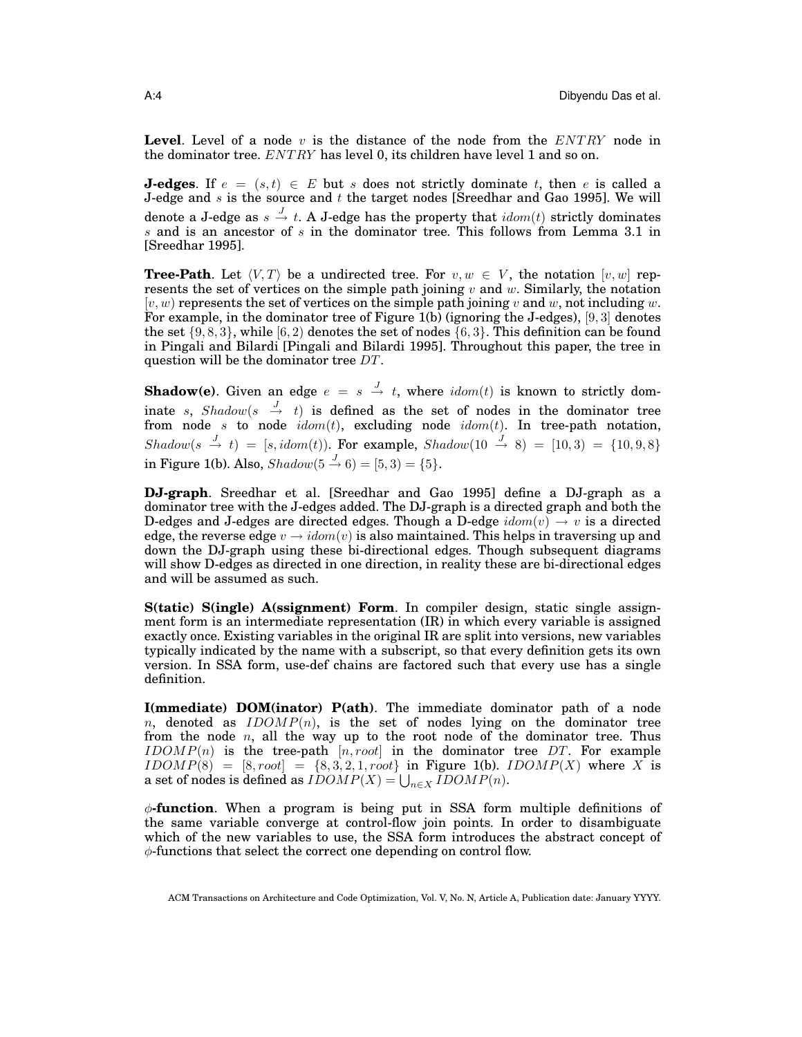**Level**. Level of a node $v$ is the distance of the node from the $ENTRY$ node in the dominator tree. $ENTRY$ has level 0, its children have level 1 and so on.

**J-edges**. If $e = (s,t) \in E$ but $s$ does not strictly dominate $t$, then $e$ is called a J-edge and $s$ is the source and $t$ the target nodes [Sreedhar and Gao 1995]. We will denote a J-edge as $s \overset{J}{\to} t$. A J-edge has the property that $idom(t)$ strictly dominates $s$ and is an ancestor of $s$ in the dominator tree. This follows from Lemma 3.1 in [Sreedhar 1995].

**Tree-Path**. Let $\langle V, T \rangle$ be a undirected tree. For $v, w \in V$, the notation $[v, w]$ represents the set of vertices on the simple path joining $v$ and $w$. Similarly, the notation $[v, w)$ represents the set of vertices on the simple path joining $v$ and $w$, not including $w$. For example, in the dominator tree of Figure 1(b) (ignoring the J-edges), $[9, 3]$ denotes the set $\{9, 8, 3\}$, while $[6, 2)$ denotes the set of nodes $\{6, 3\}$. This definition can be found in Pingali and Bilardi [Pingali and Bilardi 1995]. Throughout this paper, the tree in question will be the dominator tree $DT$.

**Shadow(e)**. Given an edge $e = s \overset{J}{\to} t$, where $idom(t)$ is known to strictly dominate $s$, $Shadow(s \overset{J}{\to} t)$ is defined as the set of nodes in the dominator tree from node $s$ to node $idom(t)$, excluding node $idom(t)$. In tree-path notation, $Shadow(s \overset{J}{\to} t) = [s, idom(t))$. For example, $Shadow(10 \overset{J}{\to} 8) = [10, 3) = \{10, 9, 8\}$ in Figure 1(b). Also, $Shadow(5 \overset{J}{\to} 6) = [5, 3) = \{5\}$.

**DJ-graph**. Sreedhar et al. [Sreedhar and Gao 1995] define a DJ-graph as a dominator tree with the J-edges added. The DJ-graph is a directed graph and both the D-edges and J-edges are directed edges. Though a D-edge $idom(v) \to v$ is a directed edge, the reverse edge $v \to idom(v)$ is also maintained. This helps in traversing up and down the DJ-graph using these bi-directional edges. Though subsequent diagrams will show D-edges as directed in one direction, in reality these are bi-directional edges and will be assumed as such.

**S(tatic) S(ingle) A(ssignment) Form**. In compiler design, static single assignment form is an intermediate representation (IR) in which every variable is assigned exactly once. Existing variables in the original IR are split into versions, new variables typically indicated by the name with a subscript, so that every definition gets its own version. In SSA form, use-def chains are factored such that every use has a single definition.

**I(mmediate) DOM(inator) P(ath)**. The immediate dominator path of a node $n$, denoted as $IDOMP(n)$, is the set of nodes lying on the dominator tree from the node $n$, all the way up to the root node of the dominator tree. Thus $IDOMP(n)$ is the tree-path $[n, root]$ in the dominator tree $DT$. For example $IDOMP(8) = [8, root] = \{8, 3, 2, 1, root\}$ in Figure 1(b). $IDOMP(X)$ where $X$ is a set of nodes is defined as $IDOMP(X) = \bigcup_{n \in X} IDOMP(n)$.

**$\phi$-function**. When a program is being put in SSA form multiple definitions of the same variable converge at control-flow join points. In order to disambiguate which of the new variables to use, the SSA form introduces the abstract concept of $\phi$-functions that select the correct one depending on control flow.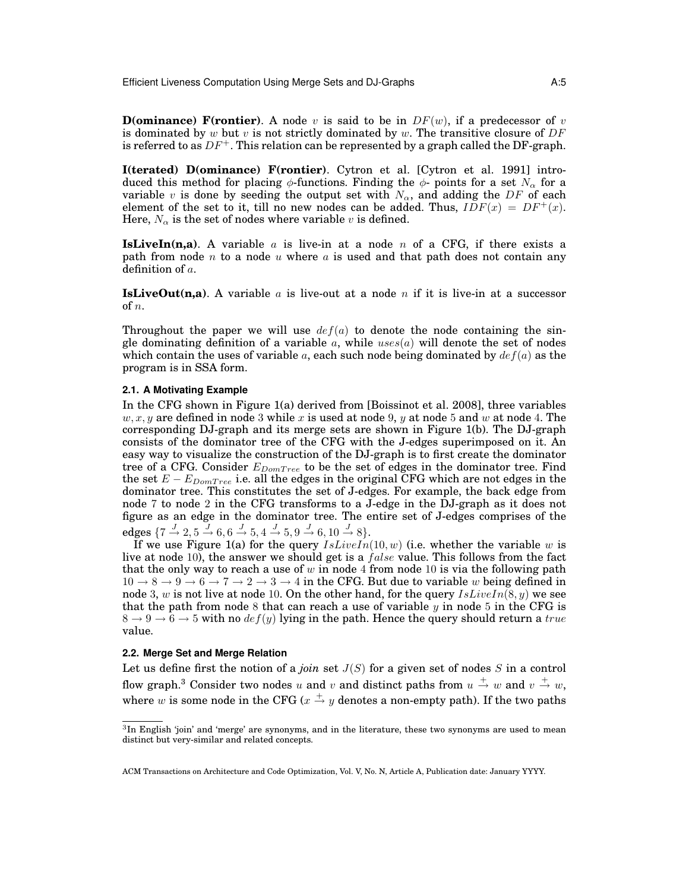**D(ominance) F(rontier)**. A node $v$ is said to be in $DF(w)$, if a predecessor of $v$ is dominated by $w$ but $v$ is not strictly dominated by $w$. The transitive closure of $DF$ is referred to as $DF^+$. This relation can be represented by a graph called the DF-graph.

**I(terated) D(ominance) F(rontier)**. Cytron et al. [Cytron et al. 1991] introduced this method for placing $\phi$-functions. Finding the $\phi$- points for a set $N_\alpha$ for a variable $v$ is done by seeding the output set with $N_\alpha$, and adding the $DF$ of each element of the set to it, till no new nodes can be added. Thus, $IDF(x) = DF^+(x)$. Here, $N_\alpha$ is the set of nodes where variable $v$ is defined.

**IsLiveIn(n,a)**. A variable $a$ is live-in at a node $n$ of a CFG, if there exists a path from node $n$ to a node $u$ where $a$ is used and that path does not contain any definition of $a$.

**IsLiveOut(n,a)**. A variable $a$ is live-out at a node $n$ if it is live-in at a successor of $n$.

Throughout the paper we will use $def(a)$ to denote the node containing the single dominating definition of a variable $a$, while $uses(a)$ will denote the set of nodes which contain the uses of variable $a$, each such node being dominated by $def(a)$ as the program is in SSA form.

### 2.1. A Motivating Example

In the CFG shown in Figure 1(a) derived from [Boissinot et al. 2008], three variables $w, x, y$ are defined in node 3 while $x$ is used at node 9, $y$ at node 5 and $w$ at node 4. The corresponding DJ-graph and its merge sets are shown in Figure 1(b). The DJ-graph consists of the dominator tree of the CFG with the J-edges superimposed on it. An easy way to visualize the construction of the DJ-graph is to first create the dominator tree of a CFG. Consider $E_{DomTree}$ to be the set of edges in the dominator tree. Find the set $E - E_{DomTree}$ i.e. all the edges in the original CFG which are not edges in the dominator tree. This constitutes the set of J-edges. For example, the back edge from node 7 to node 2 in the CFG transforms to a J-edge in the DJ-graph as it does not figure as an edge in the dominator tree. The entire set of J-edges comprises of the edges $\{7 \xrightarrow{J} 2, 5 \xrightarrow{J} 6, 6 \xrightarrow{J} 5, 4 \xrightarrow{J} 5, 9 \xrightarrow{J} 6, 10 \xrightarrow{J} 8\}$.

If we use Figure 1(a) for the query $IsLiveIn(10, w)$ (i.e. whether the variable $w$ is live at node 10), the answer we should get is a $false$ value. This follows from the fact that the only way to reach a use of $w$ in node 4 from node 10 is via the following path $10 \rightarrow 8 \rightarrow 9 \rightarrow 6 \rightarrow 7 \rightarrow 2 \rightarrow 3 \rightarrow 4$ in the CFG. But due to variable $w$ being defined in node 3, $w$ is not live at node 10. On the other hand, for the query $IsLiveIn(8, y)$ we see that the path from node 8 that can reach a use of variable $y$ in node 5 in the CFG is $8 \rightarrow 9 \rightarrow 6 \rightarrow 5$ with no $def(y)$ lying in the path. Hence the query should return a $true$ value.

### 2.2. Merge Set and Merge Relation

Let us define first the notion of a *join* set $J(S)$ for a given set of nodes $S$ in a control flow graph.[3] Consider two nodes $u$ and $v$ and distinct paths from $u \xrightarrow{+} w$ and $v \xrightarrow{+} w$, where $w$ is some node in the CFG ($x \xrightarrow{+} y$ denotes a non-empty path). If the two paths

[3] In English 'join' and 'merge' are synonyms, and in the literature, these two synonyms are used to mean distinct but very-similar and related concepts.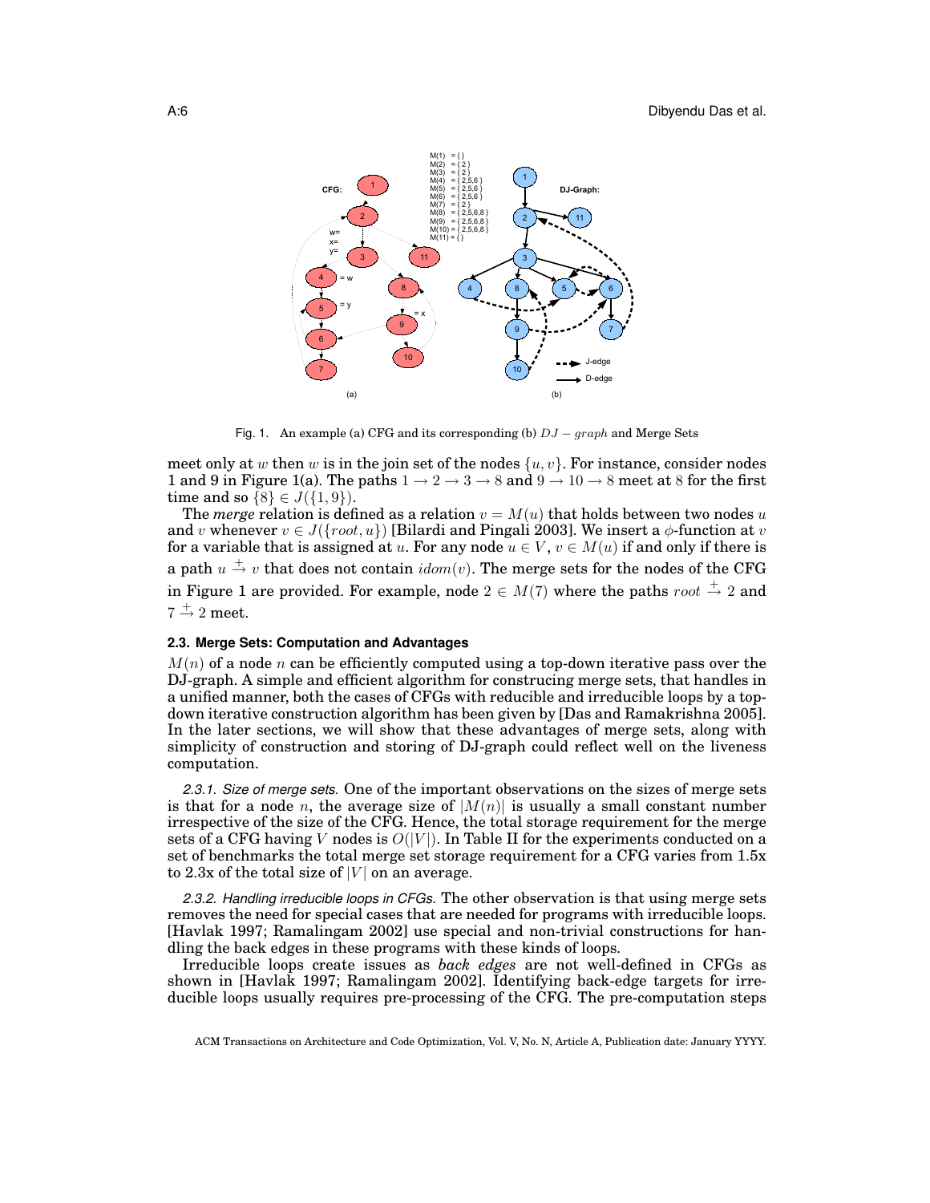Fig. 1. An example (a) CFG and its corresponding (b) $DJ - graph$ and Merge Sets

meet only at $w$ then $w$ is in the join set of the nodes $\{u, v\}$. For instance, consider nodes 1 and 9 in Figure 1(a). The paths $1 \rightarrow 2 \rightarrow 3 \rightarrow 8$ and $9 \rightarrow 10 \rightarrow 8$ meet at 8 for the first time and so $\{8\} \in J(\{1, 9\})$.

The *merge* relation is defined as a relation $v = M(u)$ that holds between two nodes $u$ and $v$ whenever $v \in J(\{root, u\})$ [Bilardi and Pingali 2003]. We insert a $\phi$-function at $v$ for a variable that is assigned at $u$. For any node $u \in V$, $v \in M(u)$ if and only if there is a path $u \xrightarrow{+} v$ that does not contain $idom(v)$. The merge sets for the nodes of the CFG in Figure 1 are provided. For example, node $2 \in M(7)$ where the paths $root \xrightarrow{+} 2$ and $7 \xrightarrow{+} 2$ meet.

### 2.3. Merge Sets: Computation and Advantages

$M(n)$ of a node $n$ can be efficiently computed using a top-down iterative pass over the DJ-graph. A simple and efficient algorithm for construcing merge sets, that handles in a unified manner, both the cases of CFGs with reducible and irreducible loops by a top-down iterative construction algorithm has been given by [Das and Ramakrishna 2005]. In the later sections, we will show that these advantages of merge sets, along with simplicity of construction and storing of DJ-graph could reflect well on the liveness computation.

*2.3.1. Size of merge sets.* One of the important observations on the sizes of merge sets is that for a node $n$, the average size of $|M(n)|$ is usually a small constant number irrespective of the size of the CFG. Hence, the total storage requirement for the merge sets of a CFG having $V$ nodes is $O(|V|)$. In Table II for the experiments conducted on a set of benchmarks the total merge set storage requirement for a CFG varies from 1.5x to 2.3x of the total size of $|V|$ on an average.

*2.3.2. Handling irreducible loops in CFGs.* The other observation is that using merge sets removes the need for special cases that are needed for programs with irreducible loops. [Havlak 1997; Ramalingam 2002] use special and non-trivial constructions for handling the back edges in these programs with these kinds of loops.

Irreducible loops create issues as *back edges* are not well-defined in CFGs as shown in [Havlak 1997; Ramalingam 2002]. Identifying back-edge targets for irreducible loops usually requires pre-processing of the CFG. The pre-computation steps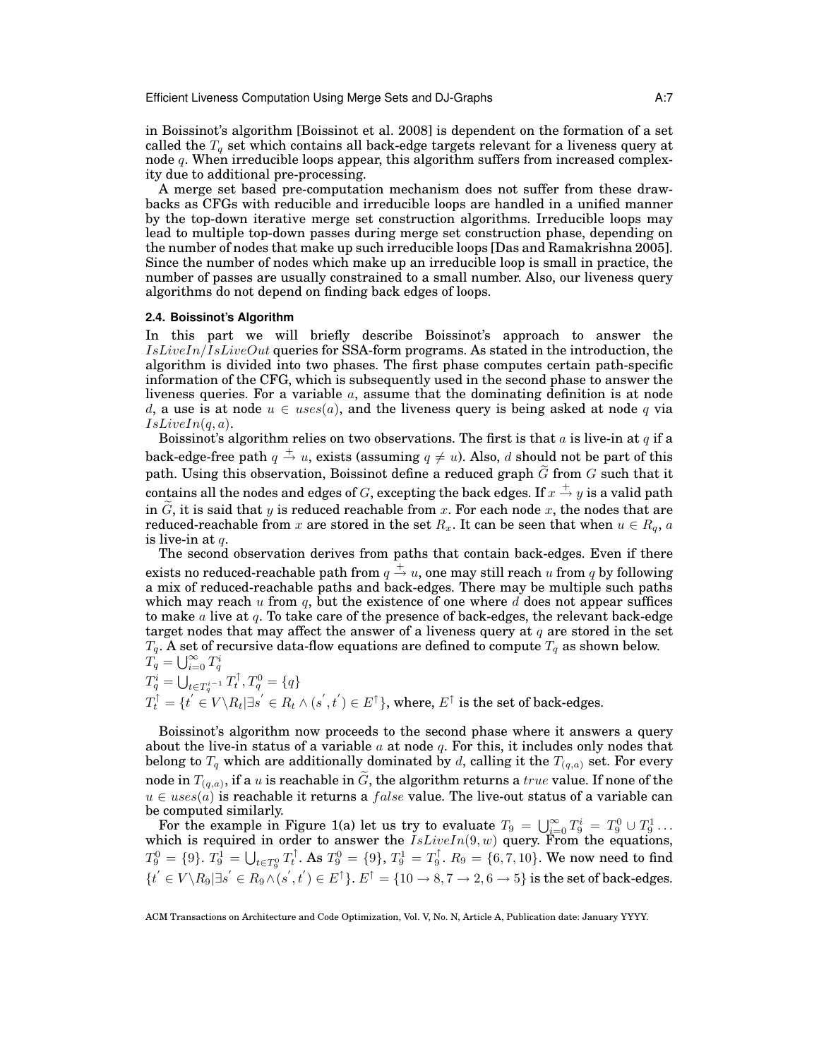in Boissinot's algorithm [Boissinot et al. 2008] is dependent on the formation of a set called the $T_q$ set which contains all back-edge targets relevant for a liveness query at node $q$. When irreducible loops appear, this algorithm suffers from increased complexity due to additional pre-processing.

A merge set based pre-computation mechanism does not suffer from these drawbacks as CFGs with reducible and irreducible loops are handled in a unified manner by the top-down iterative merge set construction algorithms. Irreducible loops may lead to multiple top-down passes during merge set construction phase, depending on the number of nodes that make up such irreducible loops [Das and Ramakrishna 2005]. Since the number of nodes which make up an irreducible loop is small in practice, the number of passes are usually constrained to a small number. Also, our liveness query algorithms do not depend on finding back edges of loops.

### 2.4. Boissinot's Algorithm

In this part we will briefly describe Boissinot's approach to answer the $IsLiveIn/IsLiveOut$ queries for SSA-form programs. As stated in the introduction, the algorithm is divided into two phases. The first phase computes certain path-specific information of the CFG, which is subsequently used in the second phase to answer the liveness queries. For a variable $a$, assume that the dominating definition is at node $d$, a use is at node $u \in uses(a)$, and the liveness query is being asked at node $q$ via $IsLiveIn(q, a)$.

Boissinot's algorithm relies on two observations. The first is that $a$ is live-in at $q$ if a back-edge-free path $q \xrightarrow{+} u$, exists (assuming $q \neq u$). Also, $d$ should not be part of this path. Using this observation, Boissinot define a reduced graph $\widetilde{G}$ from $G$ such that it contains all the nodes and edges of $G$, excepting the back edges. If $x \xrightarrow{+} y$ is a valid path in $\widetilde{G}$, it is said that $y$ is reduced reachable from $x$. For each node $x$, the nodes that are reduced-reachable from $x$ are stored in the set $R_x$. It can be seen that when $u \in R_q$, $a$ is live-in at $q$.

The second observation derives from paths that contain back-edges. Even if there exists no reduced-reachable path from $q \xrightarrow{+} u$, one may still reach $u$ from $q$ by following a mix of reduced-reachable paths and back-edges. There may be multiple such paths which may reach $u$ from $q$, but the existence of one where $d$ does not appear suffices to make $a$ live at $q$. To take care of the presence of back-edges, the relevant back-edge target nodes that may affect the answer of a liveness query at $q$ are stored in the set $T_q$. A set of recursive data-flow equations are defined to compute $T_q$ as shown below.

$T_q = \bigcup_{i=0}^{\infty} T_q^i$

$T_q^i = \bigcup_{t \in T_q^{i-1}} T_t^{\uparrow}, T_q^0 = \{q\}$

$T_t^{\uparrow} = \{t' \in V \backslash R_t | \exists s' \in R_t \wedge (s', t') \in E^{\uparrow}\}$, where, $E^{\uparrow}$ is the set of back-edges.

Boissinot's algorithm now proceeds to the second phase where it answers a query about the live-in status of a variable $a$ at node $q$. For this, it includes only nodes that belong to $T_q$ which are additionally dominated by $d$, calling it the $T_{(q,a)}$ set. For every node in $T_{(q,a)}$, if a $u$ is reachable in $\widetilde{G}$, the algorithm returns a $true$ value. If none of the $u \in uses(a)$ is reachable it returns a $false$ value. The live-out status of a variable can be computed similarly.

For the example in Figure 1(a) let us try to evaluate $T_9 = \bigcup_{i=0}^{\infty} T_9^i = T_9^0 \cup T_9^1 \ldots$ which is required in order to answer the $IsLiveIn(9, w)$ query. From the equations, $T_9^0 = \{9\}$. $T_9^1 = \bigcup_{t \in T_9^0} T_t^{\uparrow}$. As $T_9^0 = \{9\}$, $T_9^1 = T_9^{\uparrow}$. $R_9 = \{6, 7, 10\}$. We now need to find $\{t' \in V \backslash R_9 | \exists s' \in R_9 \wedge (s', t') \in E^{\uparrow}\}$. $E^{\uparrow} = \{10 \to 8, 7 \to 2, 6 \to 5\}$ is the set of back-edges.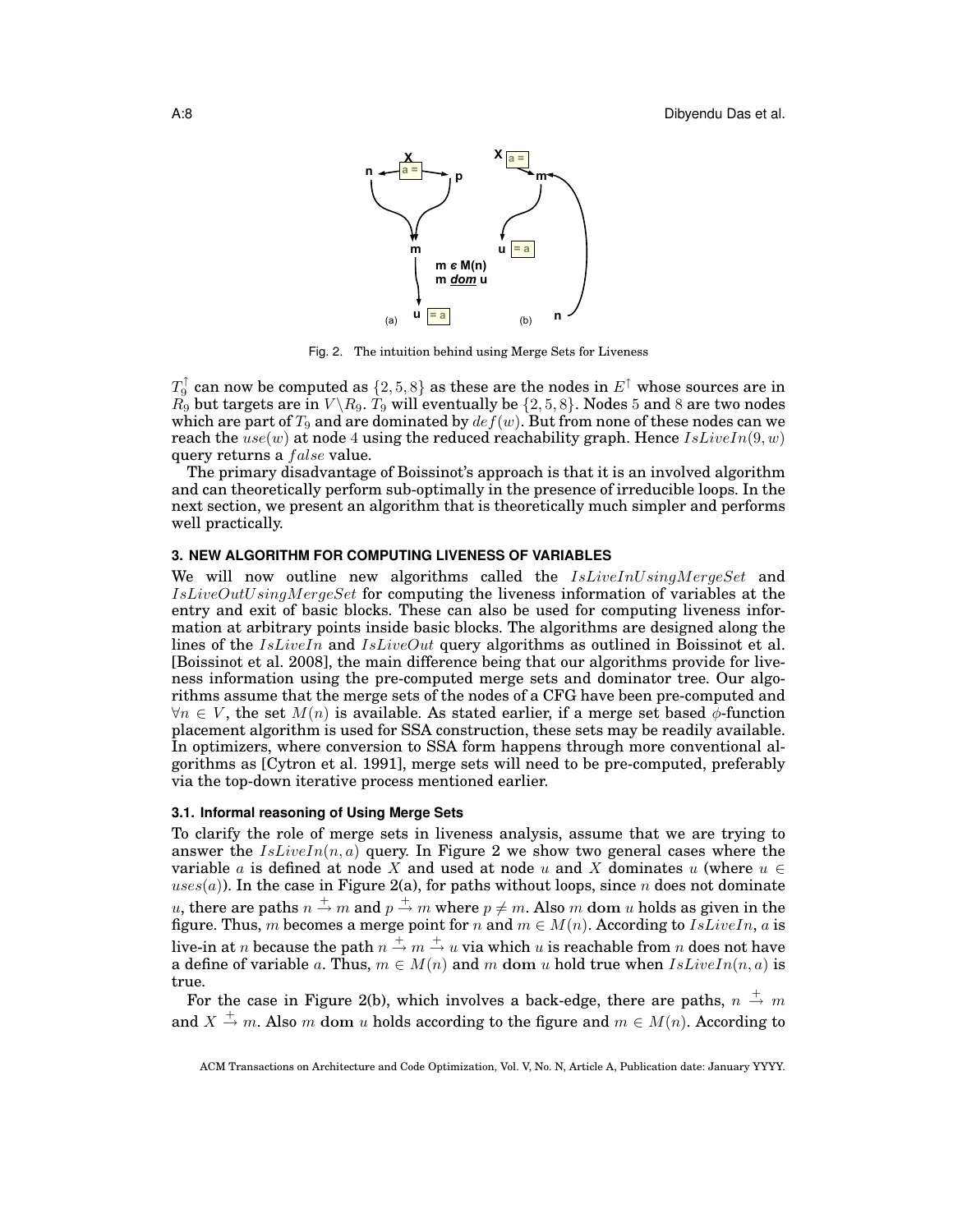Fig. 2. The intuition behind using Merge Sets for Liveness

$T_9^{\uparrow}$ can now be computed as $\{2, 5, 8\}$ as these are the nodes in $E^{\uparrow}$ whose sources are in $R_9$ but targets are in $V \backslash R_9$. $T_9$ will eventually be $\{2, 5, 8\}$. Nodes 5 and 8 are two nodes which are part of $T_9$ and are dominated by $def(w)$. But from none of these nodes can we reach the $use(w)$ at node 4 using the reduced reachability graph. Hence $IsLiveIn(9, w)$ query returns a $false$ value.

The primary disadvantage of Boissinot's approach is that it is an involved algorithm and can theoretically perform sub-optimally in the presence of irreducible loops. In the next section, we present an algorithm that is theoretically much simpler and performs well practically.

## 3. NEW ALGORITHM FOR COMPUTING LIVENESS OF VARIABLES

We will now outline new algorithms called the $IsLiveInUsingMergeSet$ and $IsLiveOutUsingMergeSet$ for computing the liveness information of variables at the entry and exit of basic blocks. These can also be used for computing liveness information at arbitrary points inside basic blocks. The algorithms are designed along the lines of the $IsLiveIn$ and $IsLiveOut$ query algorithms as outlined in Boissinot et al. [Boissinot et al. 2008], the main difference being that our algorithms provide for liveness information using the pre-computed merge sets and dominator tree. Our algorithms assume that the merge sets of the nodes of a CFG have been pre-computed and $\forall n \in V$, the set $M(n)$ is available. As stated earlier, if a merge set based $\phi$-function placement algorithm is used for SSA construction, these sets may be readily available. In optimizers, where conversion to SSA form happens through more conventional algorithms as [Cytron et al. 1991], merge sets will need to be pre-computed, preferably via the top-down iterative process mentioned earlier.

### 3.1. Informal reasoning of Using Merge Sets

To clarify the role of merge sets in liveness analysis, assume that we are trying to answer the $IsLiveIn(n, a)$ query. In Figure 2 we show two general cases where the variable $a$ is defined at node $X$ and used at node $u$ and $X$ dominates $u$ (where $u \in uses(a)$). In the case in Figure 2(a), for paths without loops, since $n$ does not dominate $u$, there are paths $n \xrightarrow{+} m$ and $p \xrightarrow{+} m$ where $p \neq m$. Also $m$ **dom** $u$ holds as given in the figure. Thus, $m$ becomes a merge point for $n$ and $m \in M(n)$. According to $IsLiveIn$, $a$ is live-in at $n$ because the path $n \xrightarrow{+} m \xrightarrow{+} u$ via which $u$ is reachable from $n$ does not have a define of variable $a$. Thus, $m \in M(n)$ and $m$ **dom** $u$ hold true when $IsLiveIn(n, a)$ is true.

For the case in Figure 2(b), which involves a back-edge, there are paths, $n \xrightarrow{+} m$ and $X \xrightarrow{+} m$. Also $m$ **dom** $u$ holds according to the figure and $m \in M(n)$. According to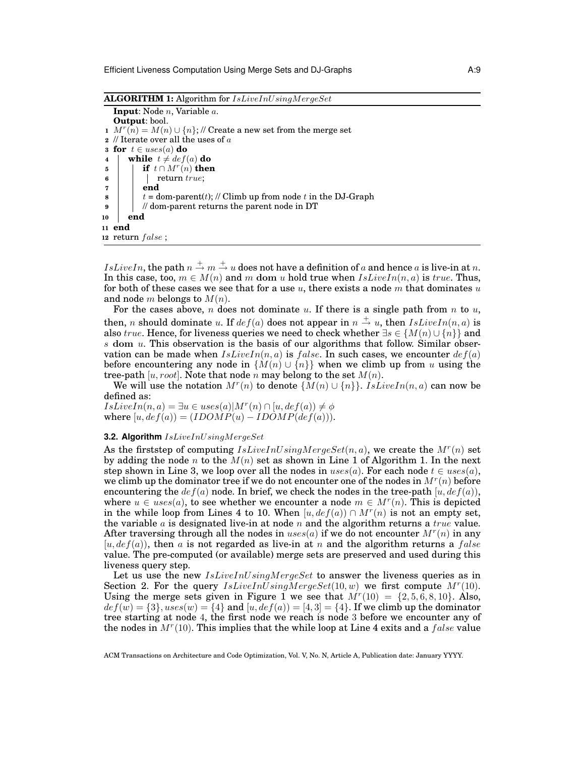**ALGORITHM 1:** Algorithm for $IsLiveInUsingMergeSet$

```
   Input: Node n, Variable a.
   Output: bool.
 1 M^r(n) = M(n) ∪ {n}; // Create a new set from the merge set
 2 // Iterate over all the uses of a
 3 for t ∈ uses(a) do
 4 |   while t ≠ def(a) do
 5 |   |   if t ∩ M^r(n) then
 6 |   |   |   return true;
 7 |   |   end
 8 |   |   t = dom-parent(t); // Climb up from node t in the DJ-Graph
 9 |   |   // dom-parent returns the parent node in DT
10 |   end
11 end
12 return false ;
```

$IsLiveIn$, the path $n \xrightarrow{+} m \xrightarrow{+} u$ does not have a definition of $a$ and hence $a$ is live-in at $n$. In this case, too, $m \in M(n)$ and $m$ **dom** $u$ hold true when $IsLiveIn(n, a)$ is $true$. Thus, for both of these cases we see that for a use $u$, there exists a node $m$ that dominates $u$ and node $m$ belongs to $M(n)$.

For the cases above, $n$ does not dominate $u$. If there is a single path from $n$ to $u$, then, $n$ should dominate $u$. If $def(a)$ does not appear in $n \xrightarrow{+} u$, then $IsLiveIn(n, a)$ is also $true$. Hence, for liveness queries we need to check whether $\exists s \in \{M(n) \cup \{n\}\}$ and $s$ **dom** $u$. This observation is the basis of our algorithms that follow. Similar observation can be made when $IsLiveIn(n, a)$ is $false$. In such cases, we encounter $def(a)$ before encountering any node in $\{M(n) \cup \{n\}\}$ when we climb up from $u$ using the tree-path $[u, root]$. Note that node $n$ may belong to the set $M(n)$.

We will use the notation $M^r(n)$ to denote $\{M(n) \cup \{n\}\}$. $IsLiveIn(n, a)$ can now be defined as:

$IsLiveIn(n, a) = \exists u \in uses(a) | M^r(n) \cap [u, def(a)) \neq \phi$
where $[u, def(a)) = (IDOMP(u) - IDOMP(def(a)))$.

### 3.2. Algorithm $IsLiveInUsingMergeSet$

As the firststep of computing $IsLiveInUsingMergeSet(n, a)$, we create the $M^r(n)$ set by adding the node $n$ to the $M(n)$ set as shown in Line 1 of Algorithm 1. In the next step shown in Line 3, we loop over all the nodes in $uses(a)$. For each node $t \in uses(a)$, we climb up the dominator tree if we do not encounter one of the nodes in $M^r(n)$ before encountering the $def(a)$ node. In brief, we check the nodes in the tree-path $[u, def(a))$, where $u \in uses(a)$, to see whether we encounter a node $m \in M^r(n)$. This is depicted in the while loop from Lines 4 to 10. When $[u, def(a)) \cap M^r(n)$ is not an empty set, the variable $a$ is designated live-in at node $n$ and the algorithm returns a $true$ value. After traversing through all the nodes in $uses(a)$ if we do not encounter $M^r(n)$ in any $[u, def(a))$, then $a$ is not regarded as live-in at $n$ and the algorithm returns a $false$ value. The pre-computed (or available) merge sets are preserved and used during this liveness query step.

Let us use the new $IsLiveInUsingMergeSet$ to answer the liveness queries as in Section 2. For the query $IsLiveInUsingMergeSet(10, w)$ we first compute $M^r(10)$. Using the merge sets given in Figure 1 we see that $M^r(10) = \{2, 5, 6, 8, 10\}$. Also, $def(w) = \{3\}, uses(w) = \{4\}$ and $[u, def(a)) = [4, 3] = \{4\}$. If we climb up the dominator tree starting at node 4, the first node we reach is node 3 before we encounter any of the nodes in $M^r(10)$. This implies that the while loop at Line 4 exits and a $false$ value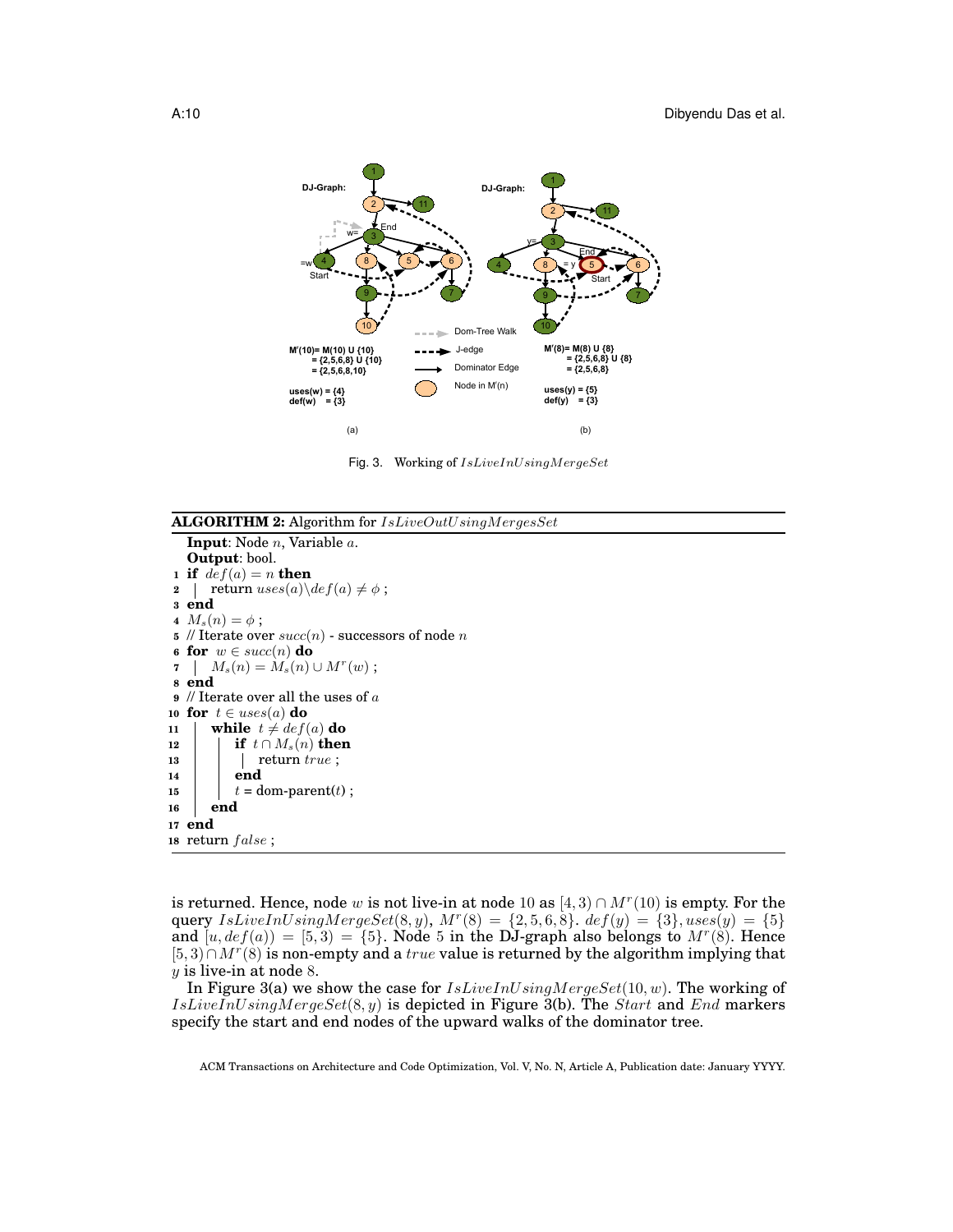Fig. 3. Working of $IsLiveInUsingMergeSet$

**ALGORITHM 2:** Algorithm for $IsLiveOutUsingMergesSet$

```
  Input: Node n, Variable a.
  Output: bool.
1  if def(a) = n then
2  |  return uses(a)\def(a) ≠ φ ;
3  end
4  M_s(n) = φ ;
5  // Iterate over succ(n) - successors of node n
6  for w ∈ succ(n) do
7  |  M_s(n) = M_s(n) ∪ M^r(w) ;
8  end
9  // Iterate over all the uses of a
10 for t ∈ uses(a) do
11 |  while t ≠ def(a) do
12 |  |  if t ∩ M_s(n) then
13 |  |  |  return true ;
14 |  |  end
15 |  |  t = dom-parent(t) ;
16 |  end
17 end
18 return false ;
```

is returned. Hence, node $w$ is not live-in at node 10 as $[4, 3) \cap M^r(10)$ is empty. For the query $IsLiveInUsingMergeSet(8, y)$, $M^r(8) = \{2, 5, 6, 8\}$. $def(y) = \{3\}, uses(y) = \{5\}$ and $[u, def(a)) = [5, 3) = \{5\}$. Node 5 in the DJ-graph also belongs to $M^r(8)$. Hence $[5, 3) \cap M^r(8)$ is non-empty and a $true$ value is returned by the algorithm implying that $y$ is live-in at node 8.

In Figure 3(a) we show the case for $IsLiveInUsingMergeSet(10, w)$. The working of $IsLiveInUsingMergeSet(8, y)$ is depicted in Figure 3(b). The $Start$ and $End$ markers specify the start and end nodes of the upward walks of the dominator tree.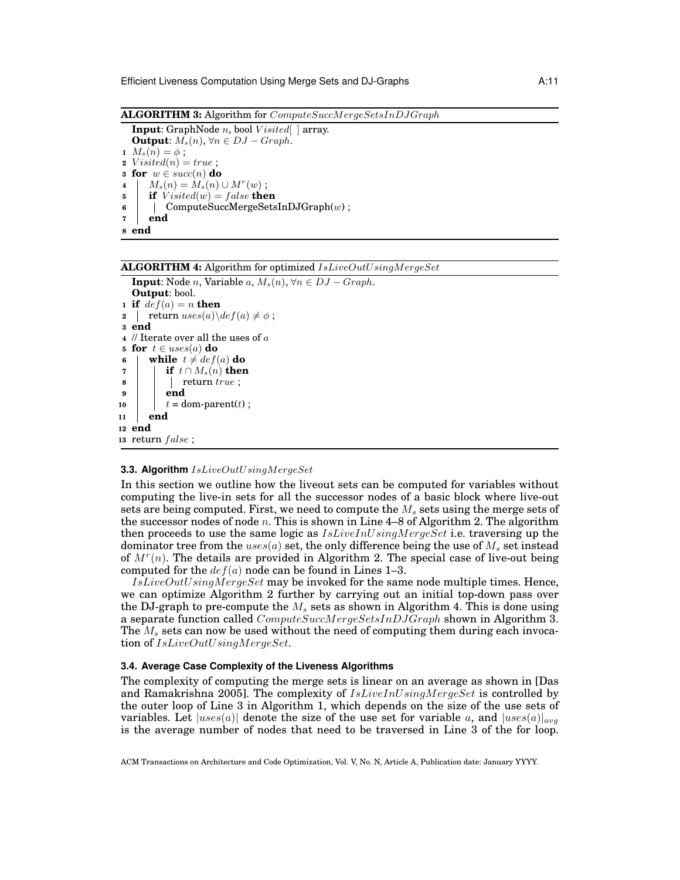**ALGORITHM 3:** Algorithm for $ComputeSuccMergeSetsInDJGraph$

```
  Input: GraphNode n, bool Visited[ ] array.
  Output: M_s(n), ∀n ∈ DJ − Graph.
1 M_s(n) = φ ;
2 Visited(n) = true ;
3 for w ∈ succ(n) do
4 |   M_s(n) = M_s(n) ∪ M^r(w) ;
5 |   if Visited(w) = false then
6 |   |   ComputeSuccMergeSetsInDJGraph(w) ;
7 |   end
8 end
```

**ALGORITHM 4:** Algorithm for optimized $IsLiveOutUsingMergeSet$

```
   Input: Node n, Variable a, M_s(n), ∀n ∈ DJ − Graph.
   Output: bool.
 1 if def(a) = n then
 2 |   return uses(a)\def(a) ≠ φ ;
 3 end
 4 // Iterate over all the uses of a
 5 for t ∈ uses(a) do
 6 |   while t ≠ def(a) do
 7 |   |   if t ∩ M_s(n) then
 8 |   |   |   return true ;
 9 |   |   end
10 |   |   t = dom-parent(t) ;
11 |   end
12 end
13 return false ;
```

### 3.3. Algorithm $IsLiveOutUsingMergeSet$

In this section we outline how the liveout sets can be computed for variables without computing the live-in sets for all the successor nodes of a basic block where live-out sets are being computed. First, we need to compute the $M_s$ sets using the merge sets of the successor nodes of node $n$. This is shown in Line 4–8 of Algorithm 2. The algorithm then proceeds to use the same logic as $IsLiveInUsingMergeSet$ i.e. traversing up the dominator tree from the $uses(a)$ set, the only difference being the use of $M_s$ set instead of $M^r(n)$. The details are provided in Algorithm 2. The special case of live-out being computed for the $def(a)$ node can be found in Lines 1–3.

$IsLiveOutUsingMergeSet$ may be invoked for the same node multiple times. Hence, we can optimize Algorithm 2 further by carrying out an initial top-down pass over the DJ-graph to pre-compute the $M_s$ sets as shown in Algorithm 4. This is done using a separate function called $ComputeSuccMergeSetsInDJGraph$ shown in Algorithm 3. The $M_s$ sets can now be used without the need of computing them during each invocation of $IsLiveOutUsingMergeSet$.

### 3.4. Average Case Complexity of the Liveness Algorithms

The complexity of computing the merge sets is linear on an average as shown in [Das and Ramakrishna 2005]. The complexity of $IsLiveInUsingMergeSet$ is controlled by the outer loop of Line 3 in Algorithm 1, which depends on the size of the use sets of variables. Let $|uses(a)|$ denote the size of the use set for variable $a$, and $|uses(a)|_{avg}$ is the average number of nodes that need to be traversed in Line 3 of the for loop.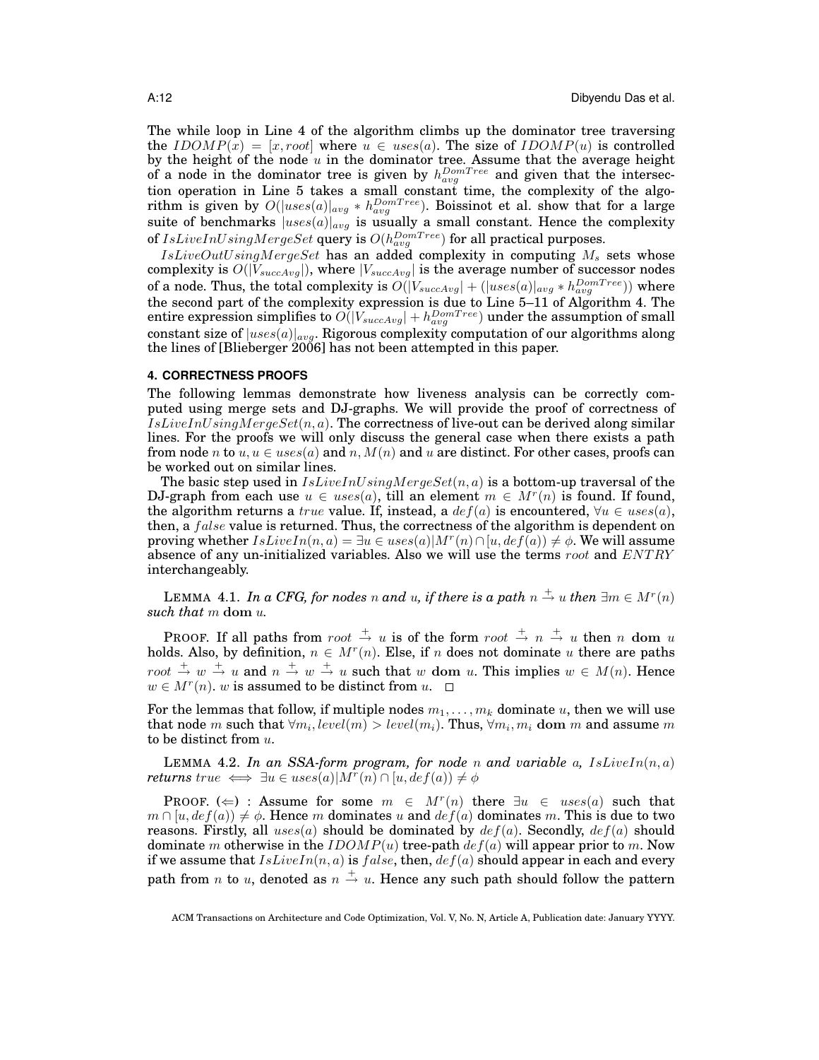The while loop in Line 4 of the algorithm climbs up the dominator tree traversing the $IDOMP(x) = [x, root]$ where $u \in uses(a)$. The size of $IDOMP(u)$ is controlled by the height of the node $u$ in the dominator tree. Assume that the average height of a node in the dominator tree is given by $h_{avg}^{DomTree}$ and given that the intersection operation in Line 5 takes a small constant time, the complexity of the algorithm is given by $O(|uses(a)|_{avg} * h_{avg}^{DomTree})$. Boissinot et al. show that for a large suite of benchmarks $|uses(a)|_{avg}$ is usually a small constant. Hence the complexity of $IsLiveInUsingMergeSet$ query is $O(h_{avg}^{DomTree})$ for all practical purposes.

$IsLiveOutUsingMergeSet$ has an added complexity in computing $M_s$ sets whose complexity is $O(|V_{succAvg}|)$, where $|V_{succAvg}|$ is the average number of successor nodes of a node. Thus, the total complexity is $O(|V_{succAvg}| + (|uses(a)|_{avg} * h_{avg}^{DomTree}))$ where the second part of the complexity expression is due to Line 5–11 of Algorithm 4. The entire expression simplifies to $O(|V_{succAvg}| + h_{avg}^{DomTree})$ under the assumption of small constant size of $|uses(a)|_{avg}$. Rigorous complexity computation of our algorithms along the lines of [Blieberger 2006] has not been attempted in this paper.

## 4. CORRECTNESS PROOFS

The following lemmas demonstrate how liveness analysis can be correctly computed using merge sets and DJ-graphs. We will provide the proof of correctness of $IsLiveInUsingMergeSet(n, a)$. The correctness of live-out can be derived along similar lines. For the proofs we will only discuss the general case when there exists a path from node $n$ to $u, u \in uses(a)$ and $n, M(n)$ and $u$ are distinct. For other cases, proofs can be worked out on similar lines.

The basic step used in $IsLiveInUsingMergeSet(n, a)$ is a bottom-up traversal of the DJ-graph from each use $u \in uses(a)$, till an element $m \in M^r(n)$ is found. If found, the algorithm returns a $true$ value. If, instead, a $def(a)$ is encountered, $\forall u \in uses(a)$, then, a $false$ value is returned. Thus, the correctness of the algorithm is dependent on proving whether $IsLiveIn(n, a) = \exists u \in uses(a) | M^r(n) \cap [u, def(a)) \neq \phi$. We will assume absence of any un-initialized variables. Also we will use the terms $root$ and $ENTRY$ interchangeably.

LEMMA 4.1. *In a CFG, for nodes $n$ and $u$, if there is a path $n \xrightarrow{+} u$ then $\exists m \in M^r(n)$ such that $m$ **dom** $u$.*

PROOF. If all paths from $root \xrightarrow{+} u$ is of the form $root \xrightarrow{+} n \xrightarrow{+} u$ then $n$ **dom** $u$ holds. Also, by definition, $n \in M^r(n)$. Else, if $n$ does not dominate $u$ there are paths $root \xrightarrow{+} w \xrightarrow{+} u$ and $n \xrightarrow{+} w \xrightarrow{+} u$ such that $w$ **dom** $u$. This implies $w \in M(n)$. Hence $w \in M^r(n)$. $w$ is assumed to be distinct from $u$. □

For the lemmas that follow, if multiple nodes $m_1, \ldots, m_k$ dominate $u$, then we will use that node $m$ such that $\forall m_i, level(m) > level(m_i)$. Thus, $\forall m_i, m_i$ **dom** $m$ and assume $m$ to be distinct from $u$.

LEMMA 4.2. *In an SSA-form program, for node $n$ and variable $a$, $IsLiveIn(n, a)$ returns $true \iff \exists u \in uses(a) | M^r(n) \cap [u, def(a)) \neq \phi$*

PROOF. ($\Leftarrow$) : Assume for some $m \in M^r(n)$ there $\exists u \in uses(a)$ such that $m \cap [u, def(a)) \neq \phi$. Hence $m$ dominates $u$ and $def(a)$ dominates $m$. This is due to two reasons. Firstly, all $uses(a)$ should be dominated by $def(a)$. Secondly, $def(a)$ should dominate $m$ otherwise in the $IDOMP(u)$ tree-path $def(a)$ will appear prior to $m$. Now if we assume that $IsLiveIn(n, a)$ is $false$, then, $def(a)$ should appear in each and every path from $n$ to $u$, denoted as $n \xrightarrow{+} u$. Hence any such path should follow the pattern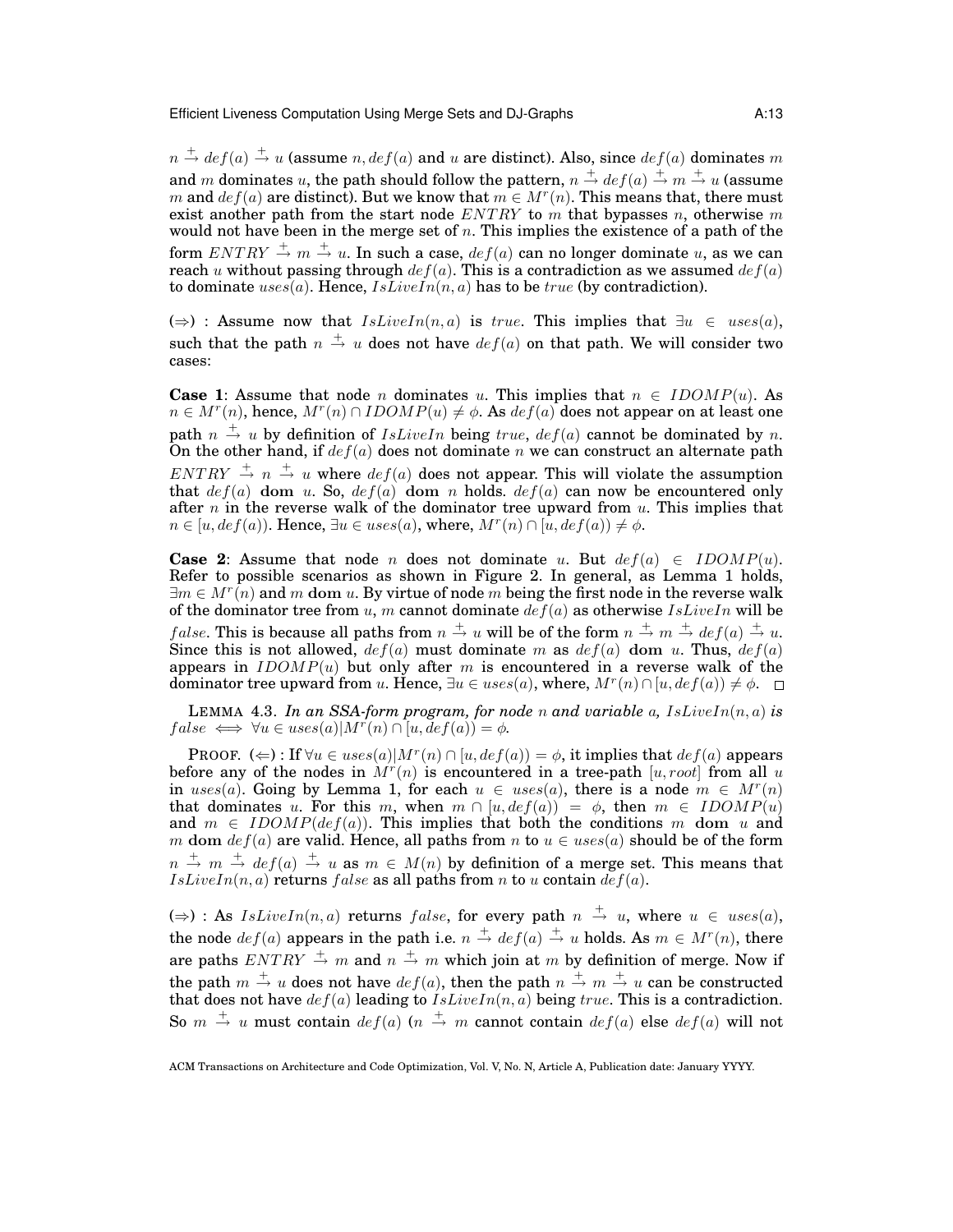$n \xrightarrow{+} def(a) \xrightarrow{+} u$ (assume $n, def(a)$ and $u$ are distinct). Also, since $def(a)$ dominates $m$ and $m$ dominates $u$, the path should follow the pattern, $n \xrightarrow{+} def(a) \xrightarrow{+} m \xrightarrow{+} u$ (assume $m$ and $def(a)$ are distinct). But we know that $m \in M^r(n)$. This means that, there must exist another path from the start node $ENTRY$ to $m$ that bypasses $n$, otherwise $m$ would not have been in the merge set of $n$. This implies the existence of a path of the form $ENTRY \xrightarrow{+} m \xrightarrow{+} u$. In such a case, $def(a)$ can no longer dominate $u$, as we can reach $u$ without passing through $def(a)$. This is a contradiction as we assumed $def(a)$ to dominate $uses(a)$. Hence, $IsLiveIn(n, a)$ has to be $true$ (by contradiction).

($\Rightarrow$) : Assume now that $IsLiveIn(n, a)$ is $true$. This implies that $\exists u \in uses(a)$, such that the path $n \xrightarrow{+} u$ does not have $def(a)$ on that path. We will consider two cases:

**Case 1**: Assume that node $n$ dominates $u$. This implies that $n \in IDOMP(u)$. As $n \in M^r(n)$, hence, $M^r(n) \cap IDOMP(u) \neq \phi$. As $def(a)$ does not appear on at least one path $n \xrightarrow{+} u$ by definition of $IsLiveIn$ being $true$, $def(a)$ cannot be dominated by $n$. On the other hand, if $def(a)$ does not dominate $n$ we can construct an alternate path $ENTRY \xrightarrow{+} n \xrightarrow{+} u$ where $def(a)$ does not appear. This will violate the assumption that $def(a)$ **dom** $u$. So, $def(a)$ **dom** $n$ holds. $def(a)$ can now be encountered only after $n$ in the reverse walk of the dominator tree upward from $u$. This implies that $n \in [u, def(a))$. Hence, $\exists u \in uses(a)$, where, $M^r(n) \cap [u, def(a)) \neq \phi$.

**Case 2**: Assume that node $n$ does not dominate $u$. But $def(a) \in IDOMP(u)$. Refer to possible scenarios as shown in Figure 2. In general, as Lemma 1 holds, $\exists m \in M^r(n)$ and $m$ **dom** $u$. By virtue of node $m$ being the first node in the reverse walk of the dominator tree from $u$, $m$ cannot dominate $def(a)$ as otherwise $IsLiveIn$ will be $false$. This is because all paths from $n \xrightarrow{+} u$ will be of the form $n \xrightarrow{+} m \xrightarrow{+} def(a) \xrightarrow{+} u$. Since this is not allowed, $def(a)$ must dominate $m$ as $def(a)$ **dom** $u$. Thus, $def(a)$ appears in $IDOMP(u)$ but only after $m$ is encountered in a reverse walk of the dominator tree upward from $u$. Hence, $\exists u \in uses(a)$, where, $M^r(n) \cap [u, def(a)) \neq \phi$. $\square$

LEMMA 4.3. *In an SSA-form program, for node $n$ and variable $a$, $IsLiveIn(n, a)$ is $false \iff \forall u \in uses(a) | M^r(n) \cap [u, def(a)) = \phi$.*

PROOF. ($\Leftarrow$) : If $\forall u \in uses(a) | M^r(n) \cap [u, def(a)) = \phi$, it implies that $def(a)$ appears before any of the nodes in $M^r(n)$ is encountered in a tree-path $[u, root]$ from all $u$ in $uses(a)$. Going by Lemma 1, for each $u \in uses(a)$, there is a node $m \in M^r(n)$ that dominates $u$. For this $m$, when $m \cap [u, def(a)) = \phi$, then $m \in IDOMP(u)$ and $m \in IDOMP(def(a))$. This implies that both the conditions $m$ **dom** $u$ and $m$ **dom** $def(a)$ are valid. Hence, all paths from $n$ to $u \in uses(a)$ should be of the form $n \xrightarrow{+} m \xrightarrow{+} def(a) \xrightarrow{+} u$ as $m \in M(n)$ by definition of a merge set. This means that $IsLiveIn(n, a)$ returns $false$ as all paths from $n$ to $u$ contain $def(a)$.

($\Rightarrow$) : As $IsLiveIn(n, a)$ returns $false$, for every path $n \xrightarrow{+} u$, where $u \in uses(a)$, the node $def(a)$ appears in the path i.e. $n \xrightarrow{+} def(a) \xrightarrow{+} u$ holds. As $m \in M^r(n)$, there are paths $ENTRY \xrightarrow{+} m$ and $n \xrightarrow{+} m$ which join at $m$ by definition of merge. Now if the path $m \xrightarrow{+} u$ does not have $def(a)$, then the path $n \xrightarrow{+} m \xrightarrow{+} u$ can be constructed that does not have $def(a)$ leading to $IsLiveIn(n, a)$ being $true$. This is a contradiction. So $m \xrightarrow{+} u$ must contain $def(a)$ ($n \xrightarrow{+} m$ cannot contain $def(a)$ else $def(a)$ will not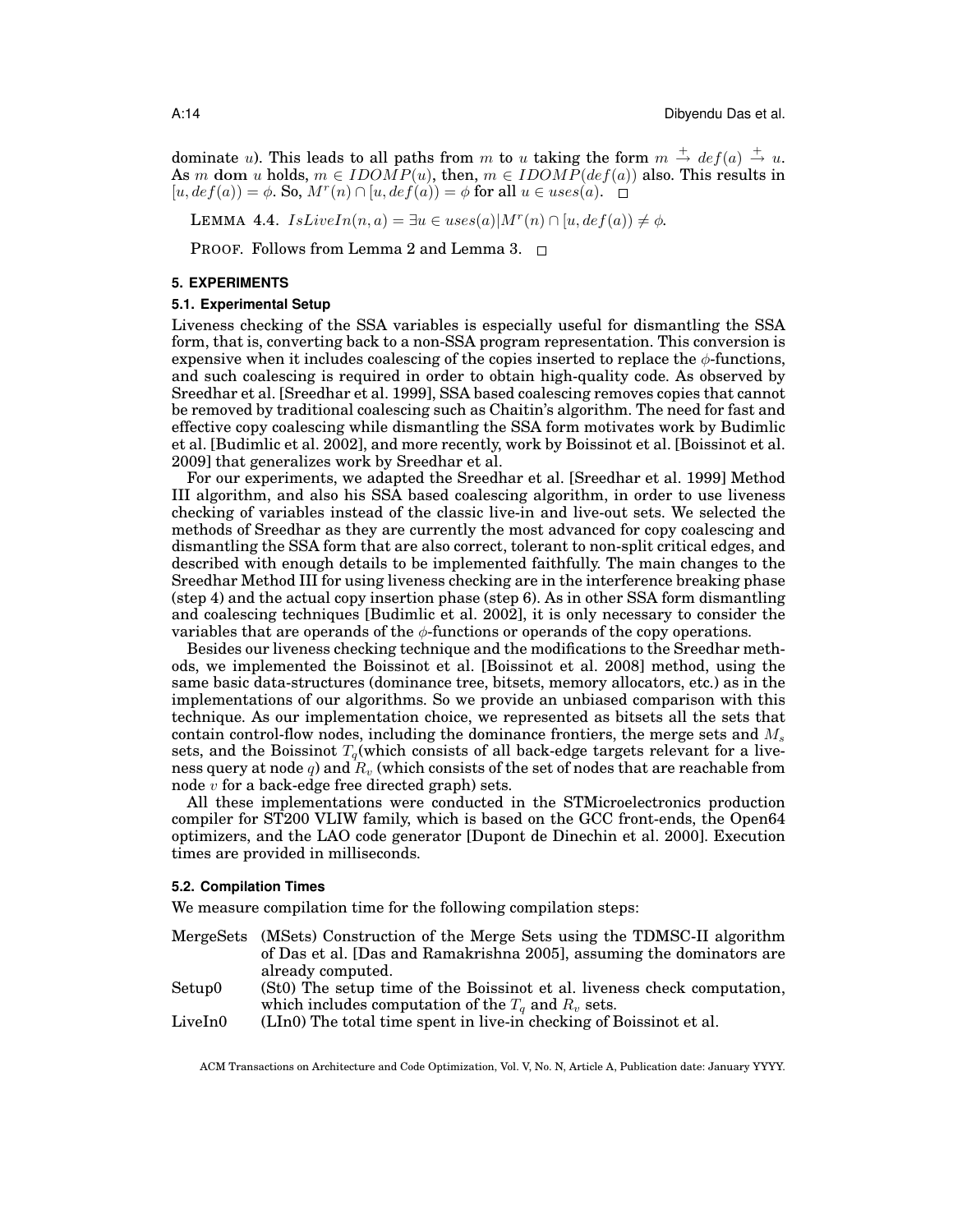dominate $u$). This leads to all paths from $m$ to $u$ taking the form $m \xrightarrow{+} def(a) \xrightarrow{+} u$. As $m$ **dom** $u$ holds, $m \in IDOMP(u)$, then, $m \in IDOMP(def(a))$ also. This results in $[u, def(a)) = \phi$. So, $M^r(n) \cap [u, def(a)) = \phi$ for all $u \in uses(a)$. □

LEMMA 4.4. $IsLiveIn(n, a) = \exists u \in uses(a) | M^r(n) \cap [u, def(a)) \neq \phi$.

PROOF. Follows from Lemma 2 and Lemma 3. □

## 5. EXPERIMENTS

### 5.1. Experimental Setup

Liveness checking of the SSA variables is especially useful for dismantling the SSA form, that is, converting back to a non-SSA program representation. This conversion is expensive when it includes coalescing of the copies inserted to replace the $\phi$-functions, and such coalescing is required in order to obtain high-quality code. As observed by Sreedhar et al. [Sreedhar et al. 1999], SSA based coalescing removes copies that cannot be removed by traditional coalescing such as Chaitin's algorithm. The need for fast and effective copy coalescing while dismantling the SSA form motivates work by Budimlic et al. [Budimlic et al. 2002], and more recently, work by Boissinot et al. [Boissinot et al. 2009] that generalizes work by Sreedhar et al.

For our experiments, we adapted the Sreedhar et al. [Sreedhar et al. 1999] Method III algorithm, and also his SSA based coalescing algorithm, in order to use liveness checking of variables instead of the classic live-in and live-out sets. We selected the methods of Sreedhar as they are currently the most advanced for copy coalescing and dismantling the SSA form that are also correct, tolerant to non-split critical edges, and described with enough details to be implemented faithfully. The main changes to the Sreedhar Method III for using liveness checking are in the interference breaking phase (step 4) and the actual copy insertion phase (step 6). As in other SSA form dismantling and coalescing techniques [Budimlic et al. 2002], it is only necessary to consider the variables that are operands of the $\phi$-functions or operands of the copy operations.

Besides our liveness checking technique and the modifications to the Sreedhar methods, we implemented the Boissinot et al. [Boissinot et al. 2008] method, using the same basic data-structures (dominance tree, bitsets, memory allocators, etc.) as in the implementations of our algorithms. So we provide an unbiased comparison with this technique. As our implementation choice, we represented as bitsets all the sets that contain control-flow nodes, including the dominance frontiers, the merge sets and $M_s$ sets, and the Boissinot $T_q$(which consists of all back-edge targets relevant for a liveness query at node $q$) and $R_v$ (which consists of the set of nodes that are reachable from node $v$ for a back-edge free directed graph) sets.

All these implementations were conducted in the STMicroelectronics production compiler for ST200 VLIW family, which is based on the GCC front-ends, the Open64 optimizers, and the LAO code generator [Dupont de Dinechin et al. 2000]. Execution times are provided in milliseconds.

### 5.2. Compilation Times

We measure compilation time for the following compilation steps:

- MergeSets (MSets) Construction of the Merge Sets using the TDMSC-II algorithm of Das et al. [Das and Ramakrishna 2005], assuming the dominators are already computed.
- Setup0 (St0) The setup time of the Boissinot et al. liveness check computation, which includes computation of the $T_q$ and $R_v$ sets.
- LiveIn0 (LIn0) The total time spent in live-in checking of Boissinot et al.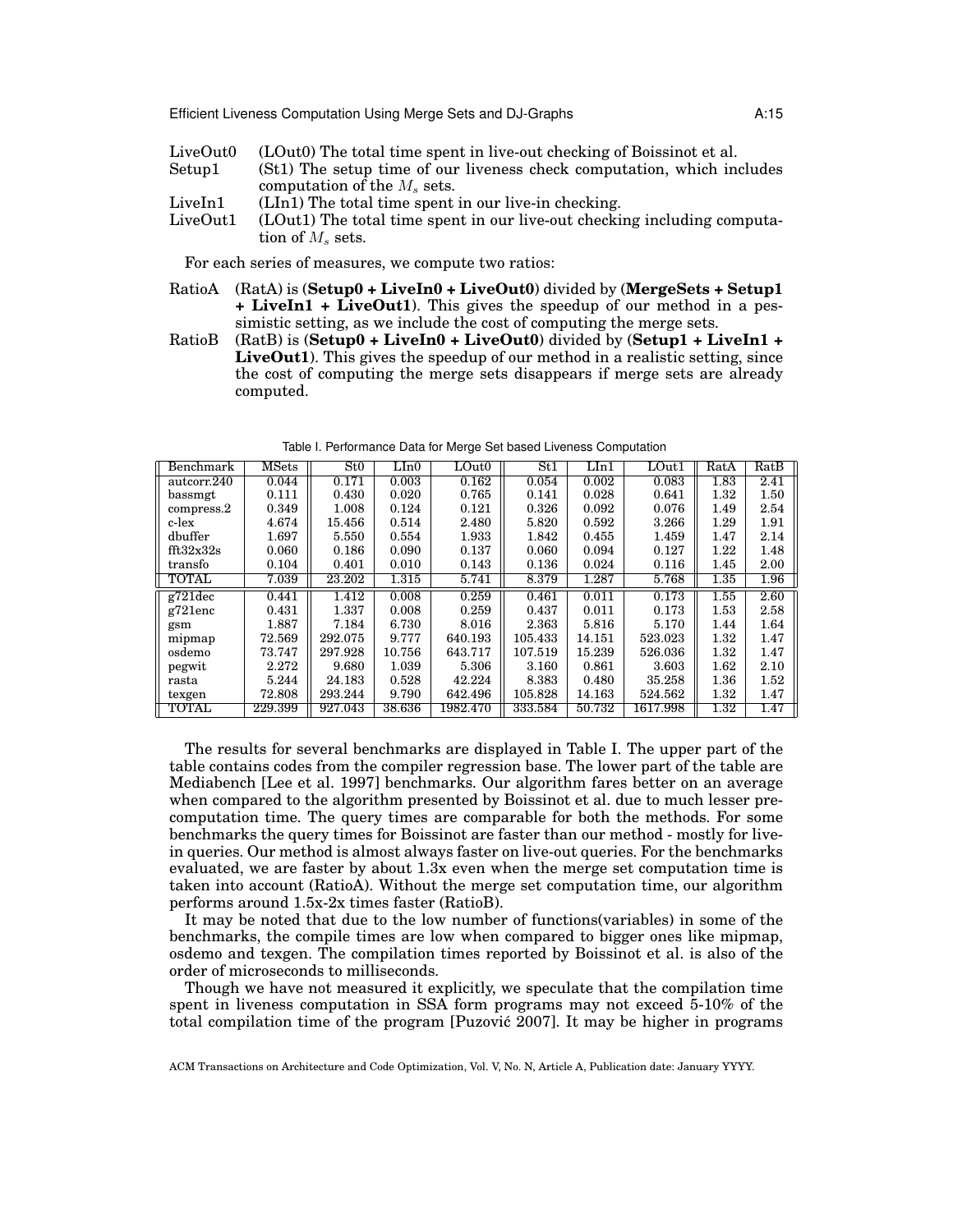LiveOut0 (LOut0) The total time spent in live-out checking of Boissinot et al.

Setup1 (St1) The setup time of our liveness check computation, which includes computation of the $M_s$ sets.

LiveIn1 (LIn1) The total time spent in our live-in checking.

LiveOut1 (LOut1) The total time spent in our live-out checking including computation of $M_s$ sets.

For each series of measures, we compute two ratios:

RatioA (RatA) is **(Setup0 + LiveIn0 + LiveOut0)** divided by **(MergeSets + Setup1 + LiveIn1 + LiveOut1)**. This gives the speedup of our method in a pessimistic setting, as we include the cost of computing the merge sets.

RatioB (RatB) is **(Setup0 + LiveIn0 + LiveOut0)** divided by **(Setup1 + LiveIn1 + LiveOut1)**. This gives the speedup of our method in a realistic setting, since the cost of computing the merge sets disappears if merge sets are already computed.

Table I. Performance Data for Merge Set based Liveness Computation

| Benchmark | MSets | St0 | LIn0 | LOut0 | St1 | LIn1 | LOut1 | RatA | RatB |
|---|---|---|---|---|---|---|---|---|---|
| autcorr.240 | 0.044 | 0.171 | 0.003 | 0.162 | 0.054 | 0.002 | 0.083 | 1.83 | 2.41 |
| bassmgt | 0.111 | 0.430 | 0.020 | 0.765 | 0.141 | 0.028 | 0.641 | 1.32 | 1.50 |
| compress.2 | 0.349 | 1.008 | 0.124 | 0.121 | 0.326 | 0.092 | 0.076 | 1.49 | 2.54 |
| c-lex | 4.674 | 15.456 | 0.514 | 2.480 | 5.820 | 0.592 | 3.266 | 1.29 | 1.91 |
| dbuffer | 1.697 | 5.550 | 0.554 | 1.933 | 1.842 | 0.455 | 1.459 | 1.47 | 2.14 |
| fft32x32s | 0.060 | 0.186 | 0.090 | 0.137 | 0.060 | 0.094 | 0.127 | 1.22 | 1.48 |
| transfo | 0.104 | 0.401 | 0.010 | 0.143 | 0.136 | 0.024 | 0.116 | 1.45 | 2.00 |
| TOTAL | 7.039 | 23.202 | 1.315 | 5.741 | 8.379 | 1.287 | 5.768 | 1.35 | 1.96 |
| g721dec | 0.441 | 1.412 | 0.008 | 0.259 | 0.461 | 0.011 | 0.173 | 1.55 | 2.60 |
| g721enc | 0.431 | 1.337 | 0.008 | 0.259 | 0.437 | 0.011 | 0.173 | 1.53 | 2.58 |
| gsm | 1.887 | 7.184 | 6.730 | 8.016 | 2.363 | 5.816 | 5.170 | 1.44 | 1.64 |
| mipmap | 72.569 | 292.075 | 9.777 | 640.193 | 105.433 | 14.151 | 523.023 | 1.32 | 1.47 |
| osdemo | 73.747 | 297.928 | 10.756 | 643.717 | 107.519 | 15.239 | 526.036 | 1.32 | 1.47 |
| pegwit | 2.272 | 9.680 | 1.039 | 5.306 | 3.160 | 0.861 | 3.603 | 1.62 | 2.10 |
| rasta | 5.244 | 24.183 | 0.528 | 42.224 | 8.383 | 0.480 | 35.258 | 1.36 | 1.52 |
| texgen | 72.808 | 293.244 | 9.790 | 642.496 | 105.828 | 14.163 | 524.562 | 1.32 | 1.47 |
| TOTAL | 229.399 | 927.043 | 38.636 | 1982.470 | 333.584 | 50.732 | 1617.998 | 1.32 | 1.47 |

The results for several benchmarks are displayed in Table I. The upper part of the table contains codes from the compiler regression base. The lower part of the table are Mediabench [Lee et al. 1997] benchmarks. Our algorithm fares better on an average when compared to the algorithm presented by Boissinot et al. due to much lesser precomputation time. The query times are comparable for both the methods. For some benchmarks the query times for Boissinot are faster than our method - mostly for live-in queries. Our method is almost always faster on live-out queries. For the benchmarks evaluated, we are faster by about 1.3x even when the merge set computation time is taken into account (RatioA). Without the merge set computation time, our algorithm performs around 1.5x-2x times faster (RatioB).

It may be noted that due to the low number of functions(variables) in some of the benchmarks, the compile times are low when compared to bigger ones like mipmap, osdemo and texgen. The compilation times reported by Boissinot et al. is also of the order of microseconds to milliseconds.

Though we have not measured it explicitly, we speculate that the compilation time spent in liveness computation in SSA form programs may not exceed 5-10% of the total compilation time of the program [Puzović 2007]. It may be higher in programs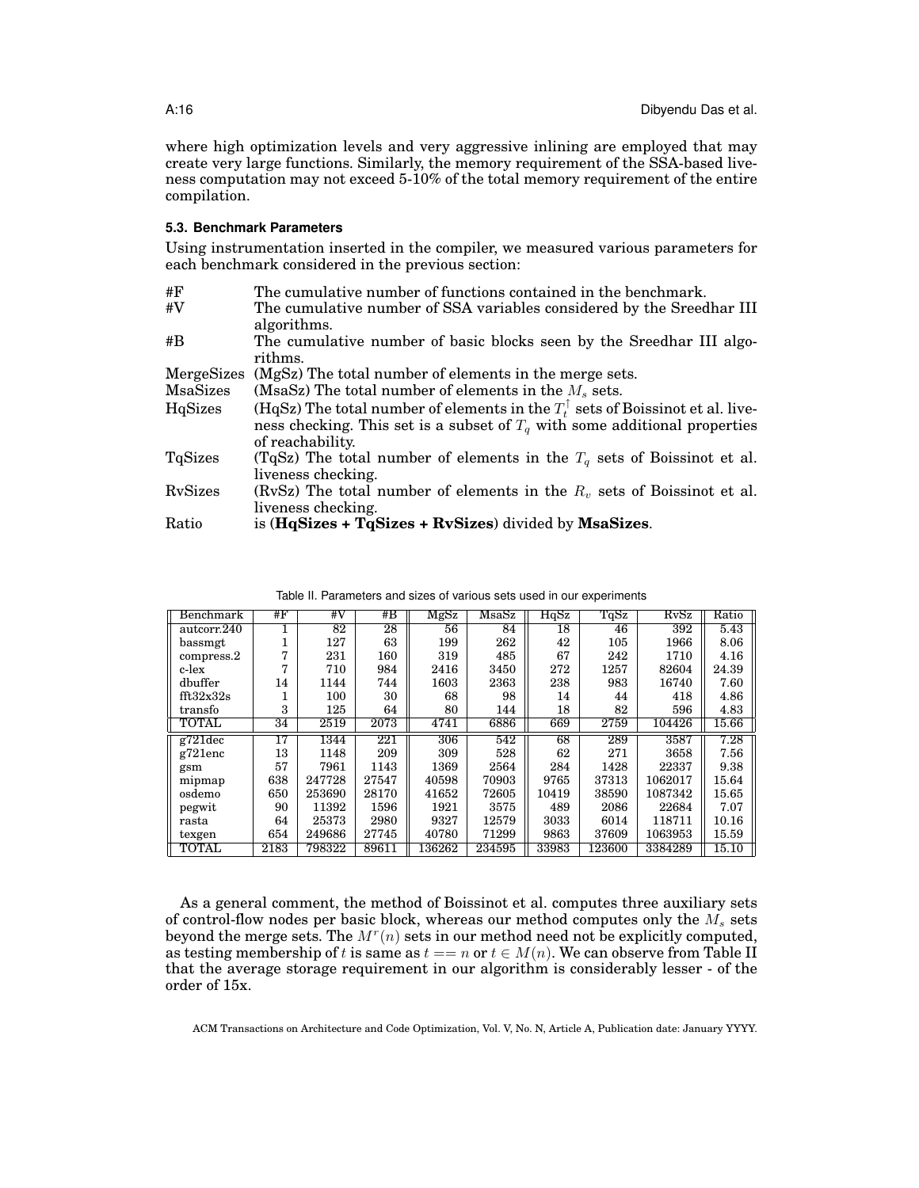where high optimization levels and very aggressive inlining are employed that may create very large functions. Similarly, the memory requirement of the SSA-based liveness computation may not exceed 5-10% of the total memory requirement of the entire compilation.

### 5.3. Benchmark Parameters

Using instrumentation inserted in the compiler, we measured various parameters for each benchmark considered in the previous section:

| | |
|---|---|
| #F | The cumulative number of functions contained in the benchmark. |
| #V | The cumulative number of SSA variables considered by the Sreedhar III algorithms. |
| #B | The cumulative number of basic blocks seen by the Sreedhar III algorithms. |
| MergeSizes | (MgSz) The total number of elements in the merge sets. |
| MsaSizes | (MsaSz) The total number of elements in the $M_s$ sets. |
| HqSizes | (HqSz) The total number of elements in the $T_t^{\uparrow}$ sets of Boissinot et al. liveness checking. This set is a subset of $T_q$ with some additional properties of reachability. |
| TqSizes | (TqSz) The total number of elements in the $T_q$ sets of Boissinot et al. liveness checking. |
| RvSizes | (RvSz) The total number of elements in the $R_v$ sets of Boissinot et al. liveness checking. |
| Ratio | is (**HqSizes + TqSizes + RvSizes**) divided by **MsaSizes**. |

Table II. Parameters and sizes of various sets used in our experiments

| Benchmark | #F | #V | #B | MgSz | MsaSz | HqSz | TqSz | RvSz | Ratio |
|---|---|---|---|---|---|---|---|---|---|
| autcorr.240 | 1 | 82 | 28 | 56 | 84 | 18 | 46 | 392 | 5.43 |
| bassmgt | 1 | 127 | 63 | 199 | 262 | 42 | 105 | 1966 | 8.06 |
| compress.2 | 7 | 231 | 160 | 319 | 485 | 67 | 242 | 1710 | 4.16 |
| c-lex | 7 | 710 | 984 | 2416 | 3450 | 272 | 1257 | 82604 | 24.39 |
| dbuffer | 14 | 1144 | 744 | 1603 | 2363 | 238 | 983 | 16740 | 7.60 |
| fft32x32s | 1 | 100 | 30 | 68 | 98 | 14 | 44 | 418 | 4.86 |
| transfo | 3 | 125 | 64 | 80 | 144 | 18 | 82 | 596 | 4.83 |
| TOTAL | 34 | 2519 | 2073 | 4741 | 6886 | 669 | 2759 | 104426 | 15.66 |
| g721dec | 17 | 1344 | 221 | 306 | 542 | 68 | 289 | 3587 | 7.28 |
| g721enc | 13 | 1148 | 209 | 309 | 528 | 62 | 271 | 3658 | 7.56 |
| gsm | 57 | 7961 | 1143 | 1369 | 2564 | 284 | 1428 | 22337 | 9.38 |
| mipmap | 638 | 247728 | 27547 | 40598 | 70903 | 9765 | 37313 | 1062017 | 15.64 |
| osdemo | 650 | 253690 | 28170 | 41652 | 72605 | 10419 | 38590 | 1087342 | 15.65 |
| pegwit | 90 | 11392 | 1596 | 1921 | 3575 | 489 | 2086 | 22684 | 7.07 |
| rasta | 64 | 25373 | 2980 | 9327 | 12579 | 3033 | 6014 | 118711 | 10.16 |
| texgen | 654 | 249686 | 27745 | 40780 | 71299 | 9863 | 37609 | 1063953 | 15.59 |
| TOTAL | 2183 | 798322 | 89611 | 136262 | 234595 | 33983 | 123600 | 3384289 | 15.10 |

As a general comment, the method of Boissinot et al. computes three auxiliary sets of control-flow nodes per basic block, whereas our method computes only the $M_s$ sets beyond the merge sets. The $M^r(n)$ sets in our method need not be explicitly computed, as testing membership of $t$ is same as $t == n$ or $t \in M(n)$. We can observe from Table II that the average storage requirement in our algorithm is considerably lesser - of the order of 15x.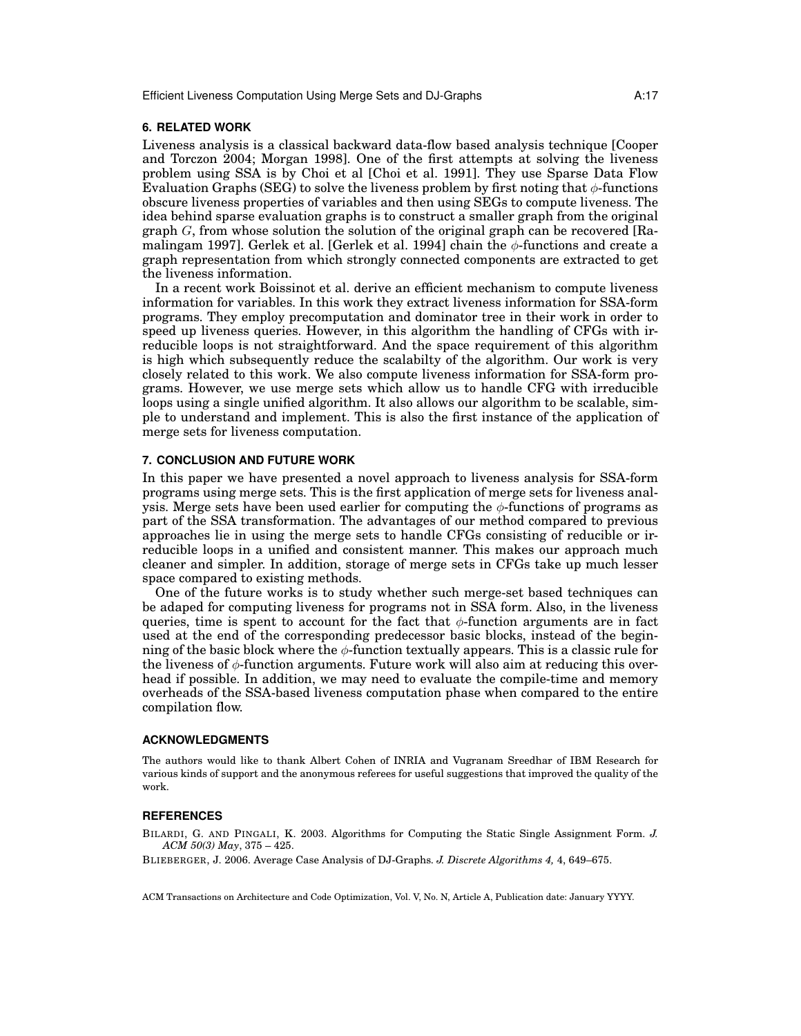## 6. RELATED WORK

Liveness analysis is a classical backward data-flow based analysis technique [Cooper and Torczon 2004; Morgan 1998]. One of the first attempts at solving the liveness problem using SSA is by Choi et al [Choi et al. 1991]. They use Sparse Data Flow Evaluation Graphs (SEG) to solve the liveness problem by first noting that $\phi$-functions obscure liveness properties of variables and then using SEGs to compute liveness. The idea behind sparse evaluation graphs is to construct a smaller graph from the original graph $G$, from whose solution the solution of the original graph can be recovered [Ramalingam 1997]. Gerlek et al. [Gerlek et al. 1994] chain the $\phi$-functions and create a graph representation from which strongly connected components are extracted to get the liveness information.

In a recent work Boissinot et al. derive an efficient mechanism to compute liveness information for variables. In this work they extract liveness information for SSA-form programs. They employ precomputation and dominator tree in their work in order to speed up liveness queries. However, in this algorithm the handling of CFGs with irreducible loops is not straightforward. And the space requirement of this algorithm is high which subsequently reduce the scalabilty of the algorithm. Our work is very closely related to this work. We also compute liveness information for SSA-form programs. However, we use merge sets which allow us to handle CFG with irreducible loops using a single unified algorithm. It also allows our algorithm to be scalable, simple to understand and implement. This is also the first instance of the application of merge sets for liveness computation.

## 7. CONCLUSION AND FUTURE WORK

In this paper we have presented a novel approach to liveness analysis for SSA-form programs using merge sets. This is the first application of merge sets for liveness analysis. Merge sets have been used earlier for computing the $\phi$-functions of programs as part of the SSA transformation. The advantages of our method compared to previous approaches lie in using the merge sets to handle CFGs consisting of reducible or irreducible loops in a unified and consistent manner. This makes our approach much cleaner and simpler. In addition, storage of merge sets in CFGs take up much lesser space compared to existing methods.

One of the future works is to study whether such merge-set based techniques can be adaped for computing liveness for programs not in SSA form. Also, in the liveness queries, time is spent to account for the fact that $\phi$-function arguments are in fact used at the end of the corresponding predecessor basic blocks, instead of the beginning of the basic block where the $\phi$-function textually appears. This is a classic rule for the liveness of $\phi$-function arguments. Future work will also aim at reducing this overhead if possible. In addition, we may need to evaluate the compile-time and memory overheads of the SSA-based liveness computation phase when compared to the entire compilation flow.

## ACKNOWLEDGMENTS

The authors would like to thank Albert Cohen of INRIA and Vugranam Sreedhar of IBM Research for various kinds of support and the anonymous referees for useful suggestions that improved the quality of the work.

## REFERENCES

BILARDI, G. AND PINGALI, K. 2003. Algorithms for Computing the Static Single Assignment Form. *J. ACM 50(3) May*, 375 – 425.

BLIEBERGER, J. 2006. Average Case Analysis of DJ-Graphs. *J. Discrete Algorithms 4,* 4, 649–675.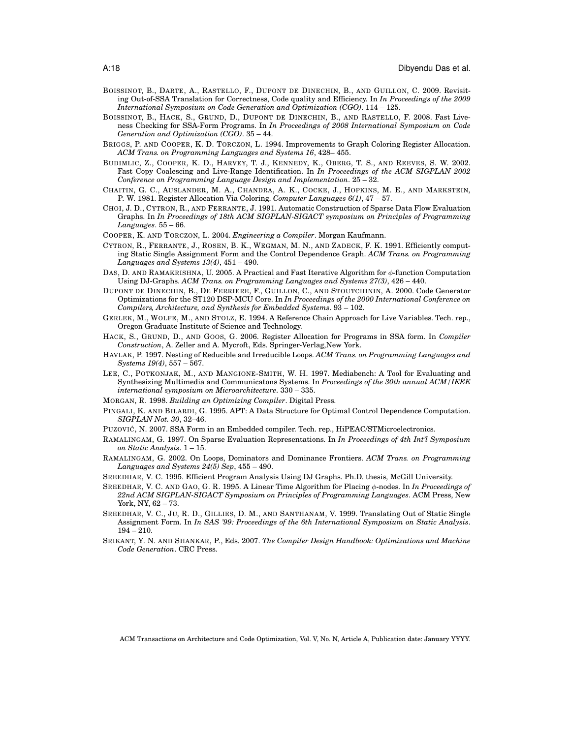BOISSINOT, B., DARTE, A., RASTELLO, F., DUPONT DE DINECHIN, B., AND GUILLON, C. 2009. Revisiting Out-of-SSA Translation for Correctness, Code quality and Efficiency. In *In Proceedings of the 2009 International Symposium on Code Generation and Optimization (CGO)*. 114 – 125.

BOISSINOT, B., HACK, S., GRUND, D., DUPONT DE DINECHIN, B., AND RASTELLO, F. 2008. Fast Liveness Checking for SSA-Form Programs. In *In Proceedings of 2008 International Symposium on Code Generation and Optimization (CGO)*. 35 – 44.

BRIGGS, P. AND COOPER, K. D. TORCZON, L. 1994. Improvements to Graph Coloring Register Allocation. *ACM Trans. on Programming Languages and Systems 16*, 428– 455.

BUDIMLIC, Z., COOPER, K. D., HARVEY, T. J., KENNEDY, K., OBERG, T. S., AND REEVES, S. W. 2002. Fast Copy Coalescing and Live-Range Identification. In *In Proceedings of the ACM SIGPLAN 2002 Conference on Programming Language Design and Implementation*. 25 – 32.

CHAITIN, G. C., AUSLANDER, M. A., CHANDRA, A. K., COCKE, J., HOPKINS, M. E., AND MARKSTEIN, P. W. 1981. Register Allocation Via Coloring. *Computer Languages 6(1)*, 47 – 57.

CHOI, J. D., CYTRON, R., AND FERRANTE, J. 1991. Automatic Construction of Sparse Data Flow Evaluation Graphs. In *In Proceedings of 18th ACM SIGPLAN-SIGACT symposium on Principles of Programming Languages*. 55 – 66.

COOPER, K. AND TORCZON, L. 2004. *Engineering a Compiler*. Morgan Kaufmann.

CYTRON, R., FERRANTE, J., ROSEN, B. K., WEGMAN, M. N., AND ZADECK, F. K. 1991. Efficiently computing Static Single Assignment Form and the Control Dependence Graph. *ACM Trans. on Programming Languages and Systems 13(4)*, 451 – 490.

DAS, D. AND RAMAKRISHNA, U. 2005. A Practical and Fast Iterative Algorithm for $\phi$-function Computation Using DJ-Graphs. *ACM Trans. on Programming Languages and Systems 27(3)*, 426 – 440.

DUPONT DE DINECHIN, B., DE FERRIERE, F., GUILLON, C., AND STOUTCHININ, A. 2000. Code Generator Optimizations for the ST120 DSP-MCU Core. In *In Proceedings of the 2000 International Conference on Compilers, Architecture, and Synthesis for Embedded Systems*. 93 – 102.

GERLEK, M., WOLFE, M., AND STOLZ, E. 1994. A Reference Chain Approach for Live Variables. Tech. rep., Oregon Graduate Institute of Science and Technology.

HACK, S., GRUND, D., AND GOOS, G. 2006. Register Allocation for Programs in SSA form. In *Compiler Construction*, A. Zeller and A. Mycroft, Eds. Springer-Verlag,New York.

HAVLAK, P. 1997. Nesting of Reducible and Irreducible Loops. *ACM Trans. on Programming Languages and Systems 19(4)*, 557 – 567.

LEE, C., POTKONJAK, M., AND MANGIONE-SMITH, W. H. 1997. Mediabench: A Tool for Evaluating and Synthesizing Multimedia and Communicatons Systems. In *Proceedings of the 30th annual ACM/IEEE international symposium on Microarchitecture*. 330 – 335.

MORGAN, R. 1998. *Building an Optimizing Compiler*. Digital Press.

PINGALI, K. AND BILARDI, G. 1995. APT: A Data Structure for Optimal Control Dependence Computation. *SIGPLAN Not. 30*, 32–46.

PUZOVIĆ, N. 2007. SSA Form in an Embedded compiler. Tech. rep., HiPEAC/STMicroelectronics.

RAMALINGAM, G. 1997. On Sparse Evaluation Representations. In *In Proceedings of 4th Int'l Symposium on Static Analysis*. 1 – 15.

RAMALINGAM, G. 2002. On Loops, Dominators and Dominance Frontiers. *ACM Trans. on Programming Languages and Systems 24(5) Sep*, 455 – 490.

SREEDHAR, V. C. 1995. Efficient Program Analysis Using DJ Graphs. Ph.D. thesis, McGill University.

SREEDHAR, V. C. AND GAO, G. R. 1995. A Linear Time Algorithm for Placing $\phi$-nodes. In *In Proceedings of 22nd ACM SIGPLAN-SIGACT Symposium on Principles of Programming Languages*. ACM Press, New York, NY, 62 – 73.

SREEDHAR, V. C., JU, R. D., GILLIES, D. M., AND SANTHANAM, V. 1999. Translating Out of Static Single Assignment Form. In *In SAS '99: Proceedings of the 6th International Symposium on Static Analysis*. 194 – 210.

SRIKANT, Y. N. AND SHANKAR, P., Eds. 2007. *The Compiler Design Handbook: Optimizations and Machine Code Generation*. CRC Press.